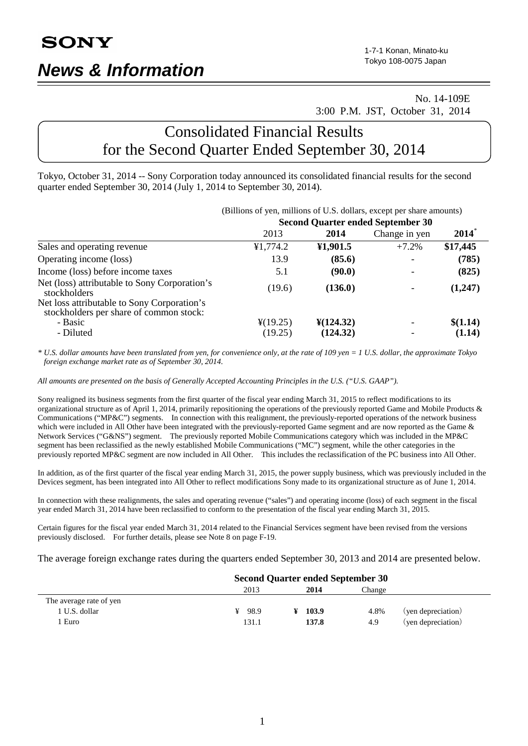SONY

# News & Information

1-7-1 Konan, Minato-ku
Tokyo 108-0075 Japan

No. 14-109E
3:00 P.M. JST, October 31, 2014

# Consolidated Financial Results for the Second Quarter Ended September 30, 2014

Tokyo, October 31, 2014 -- Sony Corporation today announced its consolidated financial results for the second quarter ended September 30, 2014 (July 1, 2014 to September 30, 2014).

(Billions of yen, millions of U.S. dollars, except per share amounts)

| | Second Quarter ended September 30 | | | |
|---|---|---|---|---|
| | 2013 | **2014** | Change in yen | **2014*** |
| Sales and operating revenue | ¥1,774.2 | **¥1,901.5** | +7.2% | **$17,445** |
| Operating income (loss) | 13.9 | **(85.6)** | - | **(785)** |
| Income (loss) before income taxes | 5.1 | **(90.0)** | - | **(825)** |
| Net (loss) attributable to Sony Corporation's stockholders | (19.6) | **(136.0)** | - | **(1,247)** |
| Net loss attributable to Sony Corporation's stockholders per share of common stock: | | | | |
| - Basic | ¥(19.25) | **¥(124.32)** | - | **$(1.14)** |
| - Diluted | (19.25) | **(124.32)** | - | **(1.14)** |

*\* U.S. dollar amounts have been translated from yen, for convenience only, at the rate of 109 yen = 1 U.S. dollar, the approximate Tokyo foreign exchange market rate as of September 30, 2014.*

*All amounts are presented on the basis of Generally Accepted Accounting Principles in the U.S. ("U.S. GAAP").*

Sony realigned its business segments from the first quarter of the fiscal year ending March 31, 2015 to reflect modifications to its organizational structure as of April 1, 2014, primarily repositioning the operations of the previously reported Game and Mobile Products & Communications ("MP&C") segments. In connection with this realignment, the previously-reported operations of the network business which were included in All Other have been integrated with the previously-reported Game segment and are now reported as the Game & Network Services ("G&NS") segment. The previously reported Mobile Communications category which was included in the MP&C segment has been reclassified as the newly established Mobile Communications ("MC") segment, while the other categories in the previously reported MP&C segment are now included in All Other. This includes the reclassification of the PC business into All Other.

In addition, as of the first quarter of the fiscal year ending March 31, 2015, the power supply business, which was previously included in the Devices segment, has been integrated into All Other to reflect modifications Sony made to its organizational structure as of June 1, 2014.

In connection with these realignments, the sales and operating revenue ("sales") and operating income (loss) of each segment in the fiscal year ended March 31, 2014 have been reclassified to conform to the presentation of the fiscal year ending March 31, 2015.

Certain figures for the fiscal year ended March 31, 2014 related to the Financial Services segment have been revised from the versions previously disclosed. For further details, please see Note 8 on page F-19.

The average foreign exchange rates during the quarters ended September 30, 2013 and 2014 are presented below.

| | Second Quarter ended September 30 | | | |
|---|---|---|---|---|
| | 2013 | **2014** | Change | |
| The average rate of yen | | | | |
| 1 U.S. dollar | ¥ 98.9 | **¥ 103.9** | 4.8% | (yen depreciation) |
| 1 Euro | 131.1 | **137.8** | 4.9 | (yen depreciation) |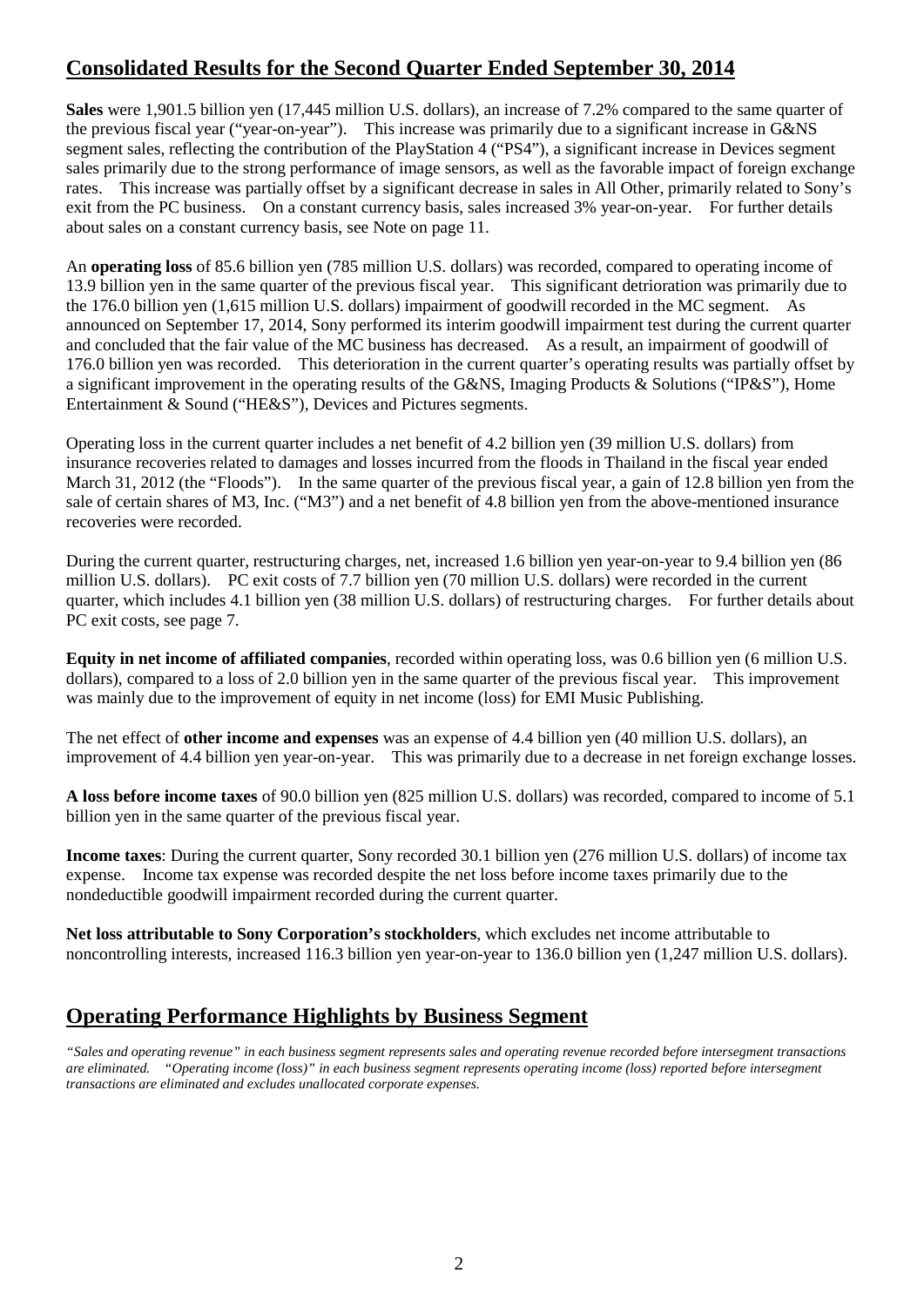## Consolidated Results for the Second Quarter Ended September 30, 2014

**Sales** were 1,901.5 billion yen (17,445 million U.S. dollars), an increase of 7.2% compared to the same quarter of the previous fiscal year ("year-on-year"). This increase was primarily due to a significant increase in G&NS segment sales, reflecting the contribution of the PlayStation 4 ("PS4"), a significant increase in Devices segment sales primarily due to the strong performance of image sensors, as well as the favorable impact of foreign exchange rates. This increase was partially offset by a significant decrease in sales in All Other, primarily related to Sony's exit from the PC business. On a constant currency basis, sales increased 3% year-on-year. For further details about sales on a constant currency basis, see Note on page 11.

An **operating loss** of 85.6 billion yen (785 million U.S. dollars) was recorded, compared to operating income of 13.9 billion yen in the same quarter of the previous fiscal year. This significant detrioration was primarily due to the 176.0 billion yen (1,615 million U.S. dollars) impairment of goodwill recorded in the MC segment. As announced on September 17, 2014, Sony performed its interim goodwill impairment test during the current quarter and concluded that the fair value of the MC business has decreased. As a result, an impairment of goodwill of 176.0 billion yen was recorded. This deterioration in the current quarter's operating results was partially offset by a significant improvement in the operating results of the G&NS, Imaging Products & Solutions ("IP&S"), Home Entertainment & Sound ("HE&S"), Devices and Pictures segments.

Operating loss in the current quarter includes a net benefit of 4.2 billion yen (39 million U.S. dollars) from insurance recoveries related to damages and losses incurred from the floods in Thailand in the fiscal year ended March 31, 2012 (the "Floods"). In the same quarter of the previous fiscal year, a gain of 12.8 billion yen from the sale of certain shares of M3, Inc. ("M3") and a net benefit of 4.8 billion yen from the above-mentioned insurance recoveries were recorded.

During the current quarter, restructuring charges, net, increased 1.6 billion yen year-on-year to 9.4 billion yen (86 million U.S. dollars). PC exit costs of 7.7 billion yen (70 million U.S. dollars) were recorded in the current quarter, which includes 4.1 billion yen (38 million U.S. dollars) of restructuring charges. For further details about PC exit costs, see page 7.

**Equity in net income of affiliated companies**, recorded within operating loss, was 0.6 billion yen (6 million U.S. dollars), compared to a loss of 2.0 billion yen in the same quarter of the previous fiscal year. This improvement was mainly due to the improvement of equity in net income (loss) for EMI Music Publishing.

The net effect of **other income and expenses** was an expense of 4.4 billion yen (40 million U.S. dollars), an improvement of 4.4 billion yen year-on-year. This was primarily due to a decrease in net foreign exchange losses.

**A loss before income taxes** of 90.0 billion yen (825 million U.S. dollars) was recorded, compared to income of 5.1 billion yen in the same quarter of the previous fiscal year.

**Income taxes**: During the current quarter, Sony recorded 30.1 billion yen (276 million U.S. dollars) of income tax expense. Income tax expense was recorded despite the net loss before income taxes primarily due to the nondeductible goodwill impairment recorded during the current quarter.

**Net loss attributable to Sony Corporation's stockholders**, which excludes net income attributable to noncontrolling interests, increased 116.3 billion yen year-on-year to 136.0 billion yen (1,247 million U.S. dollars).

## Operating Performance Highlights by Business Segment

*"Sales and operating revenue" in each business segment represents sales and operating revenue recorded before intersegment transactions are eliminated. "Operating income (loss)" in each business segment represents operating income (loss) reported before intersegment transactions are eliminated and excludes unallocated corporate expenses.*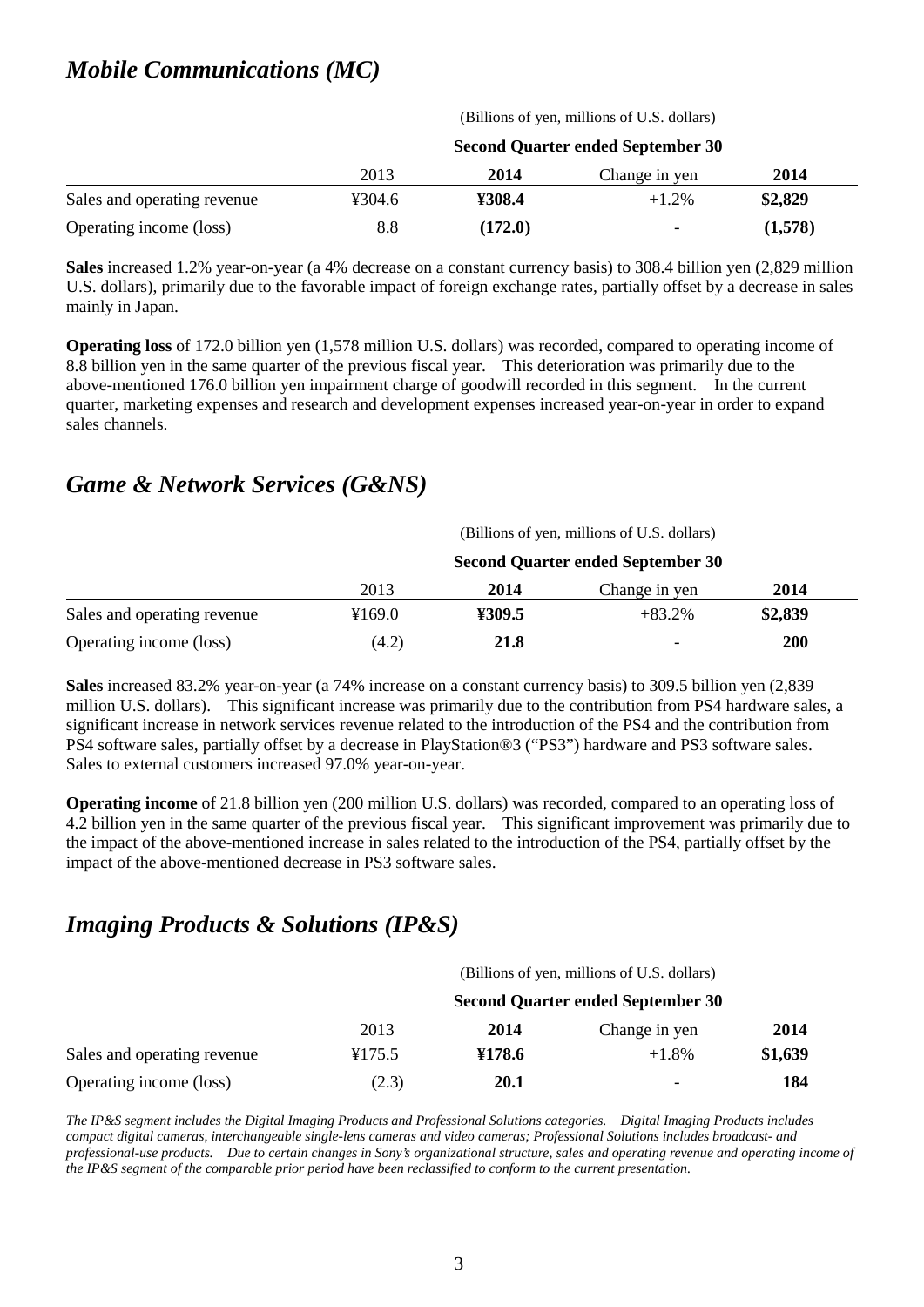## *Mobile Communications (MC)*

| | (Billions of yen, millions of U.S. dollars) | | | |
|---|---|---|---|---|
| | **Second Quarter ended September 30** | | | |
| | 2013 | **2014** | Change in yen | **2014** |
| Sales and operating revenue | ¥304.6 | **¥308.4** | +1.2% | **$2,829** |
| Operating income (loss) | 8.8 | **(172.0)** | - | **(1,578)** |

**Sales** increased 1.2% year-on-year (a 4% decrease on a constant currency basis) to 308.4 billion yen (2,829 million U.S. dollars), primarily due to the favorable impact of foreign exchange rates, partially offset by a decrease in sales mainly in Japan.

**Operating loss** of 172.0 billion yen (1,578 million U.S. dollars) was recorded, compared to operating income of 8.8 billion yen in the same quarter of the previous fiscal year. This deterioration was primarily due to the above-mentioned 176.0 billion yen impairment charge of goodwill recorded in this segment. In the current quarter, marketing expenses and research and development expenses increased year-on-year in order to expand sales channels.

## *Game & Network Services (G&NS)*

| | (Billions of yen, millions of U.S. dollars) | | | |
|---|---|---|---|---|
| | **Second Quarter ended September 30** | | | |
| | 2013 | **2014** | Change in yen | **2014** |
| Sales and operating revenue | ¥169.0 | **¥309.5** | +83.2% | **$2,839** |
| Operating income (loss) | (4.2) | **21.8** | - | **200** |

**Sales** increased 83.2% year-on-year (a 74% increase on a constant currency basis) to 309.5 billion yen (2,839 million U.S. dollars). This significant increase was primarily due to the contribution from PS4 hardware sales, a significant increase in network services revenue related to the introduction of the PS4 and the contribution from PS4 software sales, partially offset by a decrease in PlayStation®3 ("PS3") hardware and PS3 software sales. Sales to external customers increased 97.0% year-on-year.

**Operating income** of 21.8 billion yen (200 million U.S. dollars) was recorded, compared to an operating loss of 4.2 billion yen in the same quarter of the previous fiscal year. This significant improvement was primarily due to the impact of the above-mentioned increase in sales related to the introduction of the PS4, partially offset by the impact of the above-mentioned decrease in PS3 software sales.

## *Imaging Products & Solutions (IP&S)*

| | (Billions of yen, millions of U.S. dollars) | | | |
|---|---|---|---|---|
| | **Second Quarter ended September 30** | | | |
| | 2013 | **2014** | Change in yen | **2014** |
| Sales and operating revenue | ¥175.5 | **¥178.6** | +1.8% | **$1,639** |
| Operating income (loss) | (2.3) | **20.1** | - | **184** |

*The IP&S segment includes the Digital Imaging Products and Professional Solutions categories. Digital Imaging Products includes compact digital cameras, interchangeable single-lens cameras and video cameras; Professional Solutions includes broadcast- and professional-use products. Due to certain changes in Sony's organizational structure, sales and operating revenue and operating income of the IP&S segment of the comparable prior period have been reclassified to conform to the current presentation.*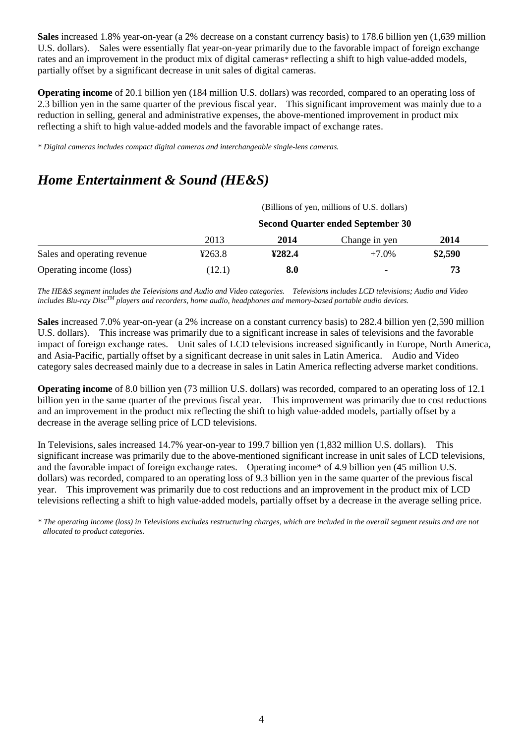**Sales** increased 1.8% year-on-year (a 2% decrease on a constant currency basis) to 178.6 billion yen (1,639 million U.S. dollars). Sales were essentially flat year-on-year primarily due to the favorable impact of foreign exchange rates and an improvement in the product mix of digital cameras* reflecting a shift to high value-added models, partially offset by a significant decrease in unit sales of digital cameras.

**Operating income** of 20.1 billion yen (184 million U.S. dollars) was recorded, compared to an operating loss of 2.3 billion yen in the same quarter of the previous fiscal year. This significant improvement was mainly due to a reduction in selling, general and administrative expenses, the above-mentioned improvement in product mix reflecting a shift to high value-added models and the favorable impact of exchange rates.

*\* Digital cameras includes compact digital cameras and interchangeable single-lens cameras.*

## *Home Entertainment & Sound (HE&S)*

| | (Billions of yen, millions of U.S. dollars) | | | |
|---|---|---|---|---|
| | **Second Quarter ended September 30** | | | |
| | 2013 | **2014** | Change in yen | **2014** |
| Sales and operating revenue | ¥263.8 | **¥282.4** | +7.0% | **$2,590** |
| Operating income (loss) | (12.1) | **8.0** | - | **73** |

*The HE&S segment includes the Televisions and Audio and Video categories. Televisions includes LCD televisions; Audio and Video includes Blu-ray Disc™ players and recorders, home audio, headphones and memory-based portable audio devices.*

**Sales** increased 7.0% year-on-year (a 2% increase on a constant currency basis) to 282.4 billion yen (2,590 million U.S. dollars). This increase was primarily due to a significant increase in sales of televisions and the favorable impact of foreign exchange rates. Unit sales of LCD televisions increased significantly in Europe, North America, and Asia-Pacific, partially offset by a significant decrease in unit sales in Latin America. Audio and Video category sales decreased mainly due to a decrease in sales in Latin America reflecting adverse market conditions.

**Operating income** of 8.0 billion yen (73 million U.S. dollars) was recorded, compared to an operating loss of 12.1 billion yen in the same quarter of the previous fiscal year. This improvement was primarily due to cost reductions and an improvement in the product mix reflecting the shift to high value-added models, partially offset by a decrease in the average selling price of LCD televisions.

In Televisions, sales increased 14.7% year-on-year to 199.7 billion yen (1,832 million U.S. dollars). This significant increase was primarily due to the above-mentioned significant increase in unit sales of LCD televisions, and the favorable impact of foreign exchange rates. Operating income* of 4.9 billion yen (45 million U.S. dollars) was recorded, compared to an operating loss of 9.3 billion yen in the same quarter of the previous fiscal year. This improvement was primarily due to cost reductions and an improvement in the product mix of LCD televisions reflecting a shift to high value-added models, partially offset by a decrease in the average selling price.

*\* The operating income (loss) in Televisions excludes restructuring charges, which are included in the overall segment results and are not allocated to product categories.*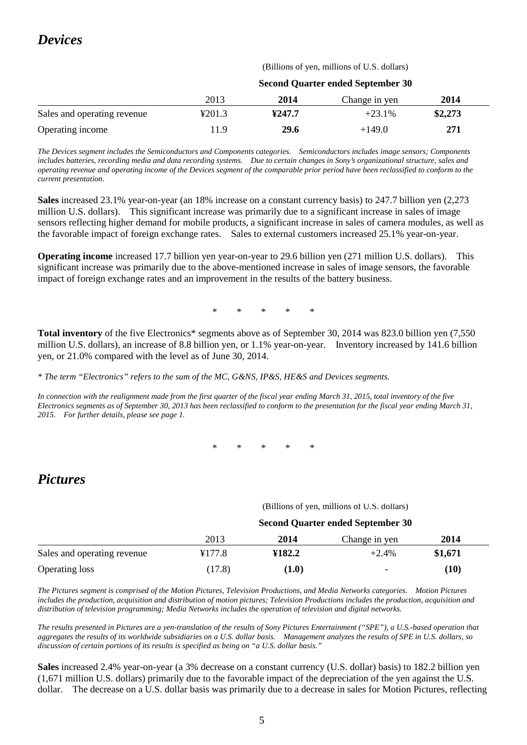## *Devices*

| | (Billions of yen, millions of U.S. dollars) | | | |
|---|---|---|---|---|
| | Second Quarter ended September 30 | | | |
| | 2013 | **2014** | Change in yen | **2014** |
| Sales and operating revenue | ¥201.3 | **¥247.7** | +23.1% | **$2,273** |
| Operating income | 11.9 | **29.6** | +149.0 | **271** |

*The Devices segment includes the Semiconductors and Components categories. Semiconductors includes image sensors; Components includes batteries, recording media and data recording systems. Due to certain changes in Sony's organizational structure, sales and operating revenue and operating income of the Devices segment of the comparable prior period have been reclassified to conform to the current presentation.*

**Sales** increased 23.1% year-on-year (an 18% increase on a constant currency basis) to 247.7 billion yen (2,273 million U.S. dollars). This significant increase was primarily due to a significant increase in sales of image sensors reflecting higher demand for mobile products, a significant increase in sales of camera modules, as well as the favorable impact of foreign exchange rates. Sales to external customers increased 25.1% year-on-year.

**Operating income** increased 17.7 billion yen year-on-year to 29.6 billion yen (271 million U.S. dollars). This significant increase was primarily due to the above-mentioned increase in sales of image sensors, the favorable impact of foreign exchange rates and an improvement in the results of the battery business.

\* \* \* \* \*

**Total inventory** of the five Electronics* segments above as of September 30, 2014 was 823.0 billion yen (7,550 million U.S. dollars), an increase of 8.8 billion yen, or 1.1% year-on-year. Inventory increased by 141.6 billion yen, or 21.0% compared with the level as of June 30, 2014.

*\* The term "Electronics" refers to the sum of the MC, G&NS, IP&S, HE&S and Devices segments.*

*In connection with the realignment made from the first quarter of the fiscal year ending March 31, 2015, total inventory of the five Electronics segments as of September 30, 2013 has been reclassified to conform to the presentation for the fiscal year ending March 31, 2015. For further details, please see page 1.*

\* \* \* \* \*

## *Pictures*

| | (Billions of yen, millions of U.S. dollars) | | | |
|---|---|---|---|---|
| | Second Quarter ended September 30 | | | |
| | 2013 | **2014** | Change in yen | **2014** |
| Sales and operating revenue | ¥177.8 | **¥182.2** | +2.4% | **$1,671** |
| Operating loss | (17.8) | **(1.0)** | - | **(10)** |

*The Pictures segment is comprised of the Motion Pictures, Television Productions, and Media Networks categories. Motion Pictures includes the production, acquisition and distribution of motion pictures; Television Productions includes the production, acquisition and distribution of television programming; Media Networks includes the operation of television and digital networks.*

*The results presented in Pictures are a yen-translation of the results of Sony Pictures Entertainment ("SPE"), a U.S.-based operation that aggregates the results of its worldwide subsidiaries on a U.S. dollar basis. Management analyzes the results of SPE in U.S. dollars, so discussion of certain portions of its results is specified as being on "a U.S. dollar basis."*

**Sales** increased 2.4% year-on-year (a 3% decrease on a constant currency (U.S. dollar) basis) to 182.2 billion yen (1,671 million U.S. dollars) primarily due to the favorable impact of the depreciation of the yen against the U.S. dollar. The decrease on a U.S. dollar basis was primarily due to a decrease in sales for Motion Pictures, reflecting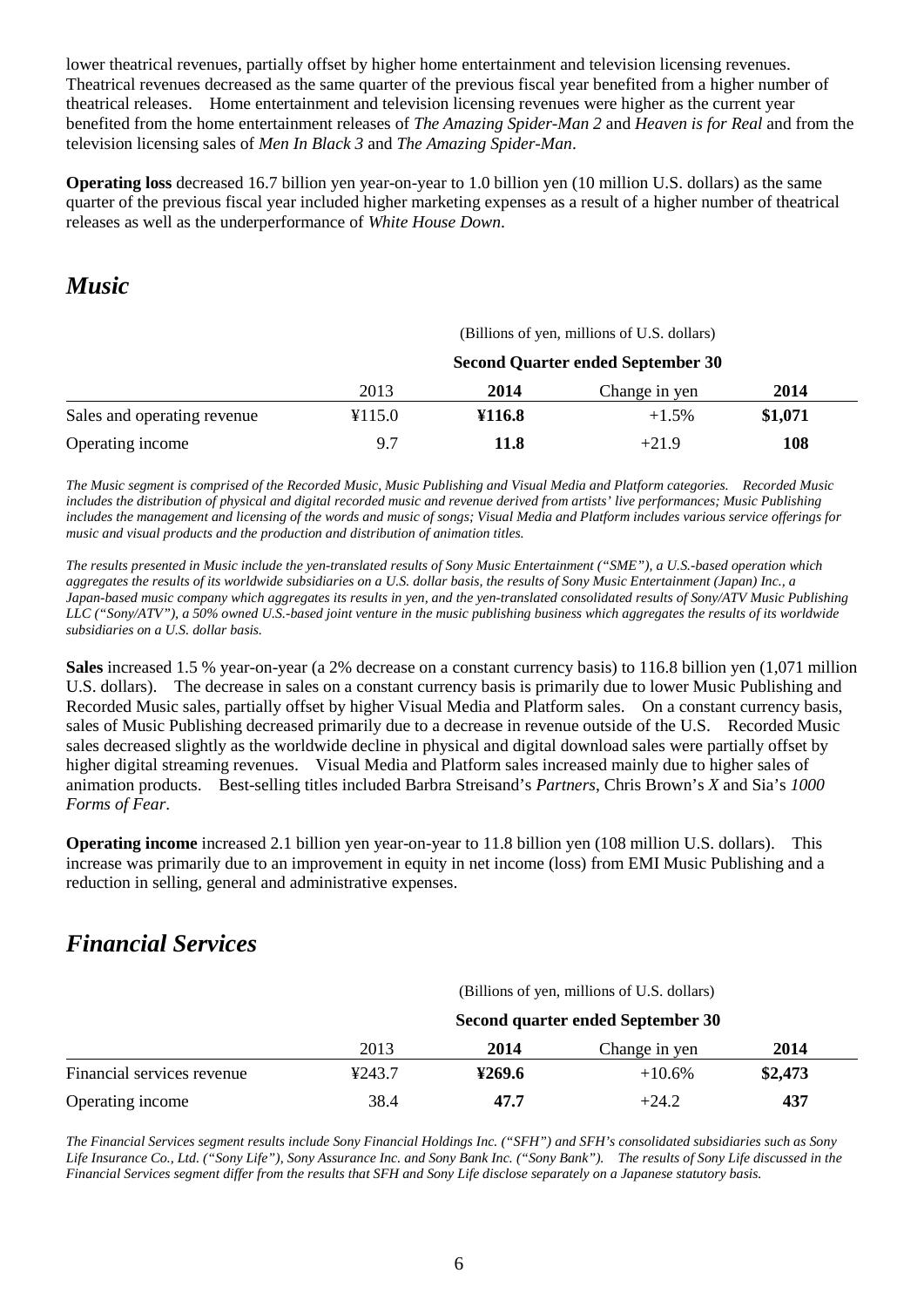lower theatrical revenues, partially offset by higher home entertainment and television licensing revenues. Theatrical revenues decreased as the same quarter of the previous fiscal year benefited from a higher number of theatrical releases. Home entertainment and television licensing revenues were higher as the current year benefited from the home entertainment releases of *The Amazing Spider-Man 2* and *Heaven is for Real* and from the television licensing sales of *Men In Black 3* and *The Amazing Spider-Man*.

**Operating loss** decreased 16.7 billion yen year-on-year to 1.0 billion yen (10 million U.S. dollars) as the same quarter of the previous fiscal year included higher marketing expenses as a result of a higher number of theatrical releases as well as the underperformance of *White House Down*.

## *Music*

| | (Billions of yen, millions of U.S. dollars) | | | |
|---|---|---|---|---|
| | **Second Quarter ended September 30** | | | |
| | 2013 | **2014** | Change in yen | **2014** |
| Sales and operating revenue | ¥115.0 | **¥116.8** | +1.5% | **$1,071** |
| Operating income | 9.7 | **11.8** | +21.9 | **108** |

*The Music segment is comprised of the Recorded Music, Music Publishing and Visual Media and Platform categories. Recorded Music includes the distribution of physical and digital recorded music and revenue derived from artists' live performances; Music Publishing includes the management and licensing of the words and music of songs; Visual Media and Platform includes various service offerings for music and visual products and the production and distribution of animation titles.*

*The results presented in Music include the yen-translated results of Sony Music Entertainment ("SME"), a U.S.-based operation which aggregates the results of its worldwide subsidiaries on a U.S. dollar basis, the results of Sony Music Entertainment (Japan) Inc., a Japan-based music company which aggregates its results in yen, and the yen-translated consolidated results of Sony/ATV Music Publishing LLC ("Sony/ATV"), a 50% owned U.S.-based joint venture in the music publishing business which aggregates the results of its worldwide subsidiaries on a U.S. dollar basis.*

**Sales** increased 1.5 % year-on-year (a 2% decrease on a constant currency basis) to 116.8 billion yen (1,071 million U.S. dollars). The decrease in sales on a constant currency basis is primarily due to lower Music Publishing and Recorded Music sales, partially offset by higher Visual Media and Platform sales. On a constant currency basis, sales of Music Publishing decreased primarily due to a decrease in revenue outside of the U.S. Recorded Music sales decreased slightly as the worldwide decline in physical and digital download sales were partially offset by higher digital streaming revenues. Visual Media and Platform sales increased mainly due to higher sales of animation products. Best-selling titles included Barbra Streisand's *Partners*, Chris Brown's *X* and Sia's *1000 Forms of Fear*.

**Operating income** increased 2.1 billion yen year-on-year to 11.8 billion yen (108 million U.S. dollars). This increase was primarily due to an improvement in equity in net income (loss) from EMI Music Publishing and a reduction in selling, general and administrative expenses.

## *Financial Services*

| | (Billions of yen, millions of U.S. dollars) | | | |
|---|---|---|---|---|
| | **Second quarter ended September 30** | | | |
| | 2013 | **2014** | Change in yen | **2014** |
| Financial services revenue | ¥243.7 | **¥269.6** | +10.6% | **$2,473** |
| Operating income | 38.4 | **47.7** | +24.2 | **437** |

*The Financial Services segment results include Sony Financial Holdings Inc. ("SFH") and SFH's consolidated subsidiaries such as Sony Life Insurance Co., Ltd. ("Sony Life"), Sony Assurance Inc. and Sony Bank Inc. ("Sony Bank"). The results of Sony Life discussed in the Financial Services segment differ from the results that SFH and Sony Life disclose separately on a Japanese statutory basis.*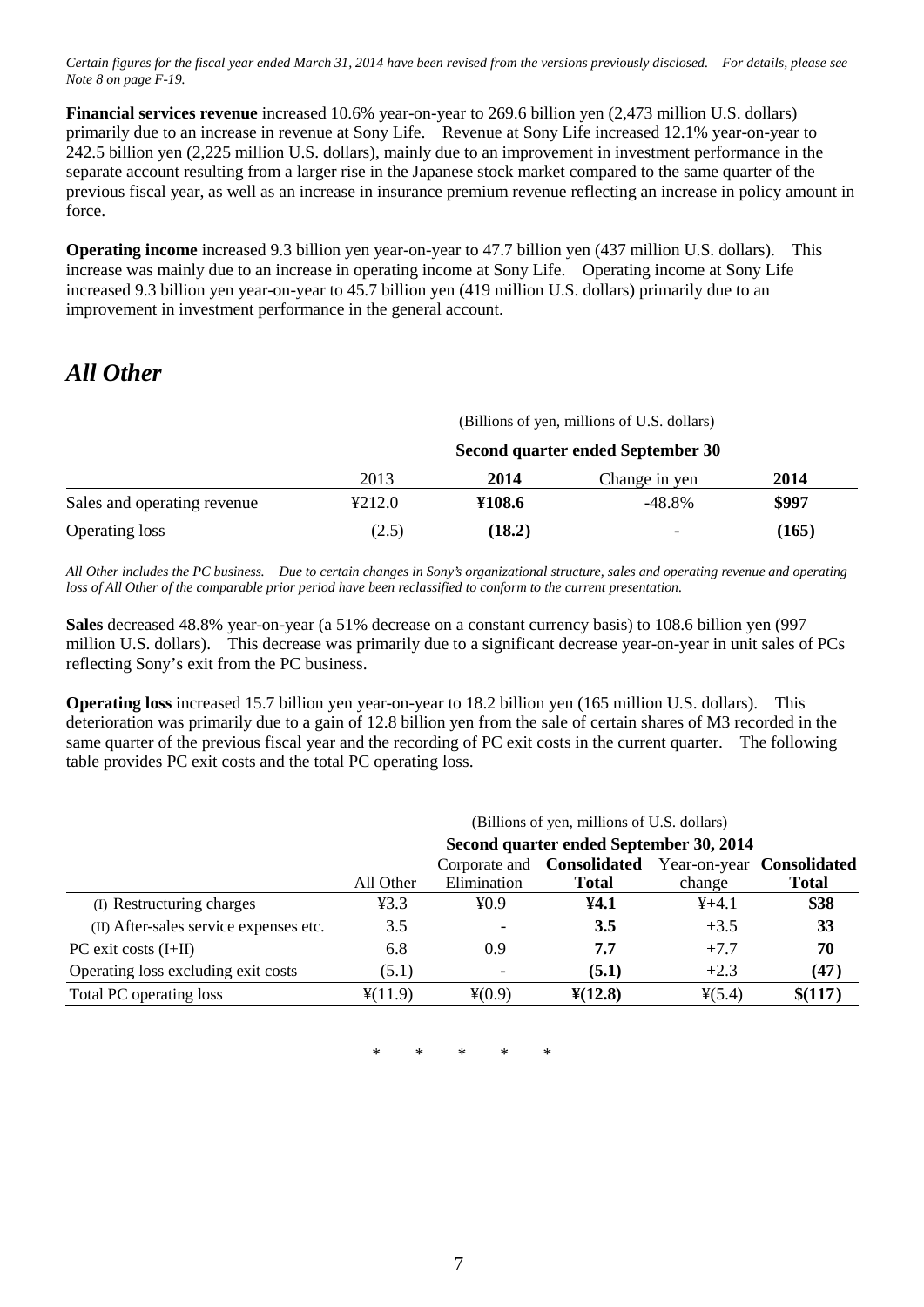*Certain figures for the fiscal year ended March 31, 2014 have been revised from the versions previously disclosed. For details, please see Note 8 on page F-19.*

**Financial services revenue** increased 10.6% year-on-year to 269.6 billion yen (2,473 million U.S. dollars) primarily due to an increase in revenue at Sony Life. Revenue at Sony Life increased 12.1% year-on-year to 242.5 billion yen (2,225 million U.S. dollars), mainly due to an improvement in investment performance in the separate account resulting from a larger rise in the Japanese stock market compared to the same quarter of the previous fiscal year, as well as an increase in insurance premium revenue reflecting an increase in policy amount in force.

**Operating income** increased 9.3 billion yen year-on-year to 47.7 billion yen (437 million U.S. dollars). This increase was mainly due to an increase in operating income at Sony Life. Operating income at Sony Life increased 9.3 billion yen year-on-year to 45.7 billion yen (419 million U.S. dollars) primarily due to an improvement in investment performance in the general account.

## *All Other*

| | (Billions of yen, millions of U.S. dollars) | | | |
|---|---|---|---|---|
| | Second quarter ended September 30 | | | |
| | 2013 | **2014** | Change in yen | **2014** |
| Sales and operating revenue | ¥212.0 | **¥108.6** | -48.8% | **$997** |
| Operating loss | (2.5) | **(18.2)** | - | **(165)** |

*All Other includes the PC business. Due to certain changes in Sony's organizational structure, sales and operating revenue and operating loss of All Other of the comparable prior period have been reclassified to conform to the current presentation.*

**Sales** decreased 48.8% year-on-year (a 51% decrease on a constant currency basis) to 108.6 billion yen (997 million U.S. dollars). This decrease was primarily due to a significant decrease year-on-year in unit sales of PCs reflecting Sony's exit from the PC business.

**Operating loss** increased 15.7 billion yen year-on-year to 18.2 billion yen (165 million U.S. dollars). This deterioration was primarily due to a gain of 12.8 billion yen from the sale of certain shares of M3 recorded in the same quarter of the previous fiscal year and the recording of PC exit costs in the current quarter. The following table provides PC exit costs and the total PC operating loss.

| | (Billions of yen, millions of U.S. dollars) | | | | |
|---|---|---|---|---|---|
| | Second quarter ended September 30, 2014 | | | | |
| | All Other | Corporate and Elimination | **Consolidated Total** | Year-on-year change | **Consolidated Total** |
| (I) Restructuring charges | ¥3.3 | ¥0.9 | **¥4.1** | ¥+4.1 | **$38** |
| (II) After-sales service expenses etc. | 3.5 | - | **3.5** | +3.5 | **33** |
| PC exit costs (I+II) | 6.8 | 0.9 | **7.7** | +7.7 | **70** |
| Operating loss excluding exit costs | (5.1) | - | **(5.1)** | +2.3 | **(47)** |
| Total PC operating loss | ¥(11.9) | ¥(0.9) | **¥(12.8)** | ¥(5.4) | **$(117)** |

\* \* \* \* \*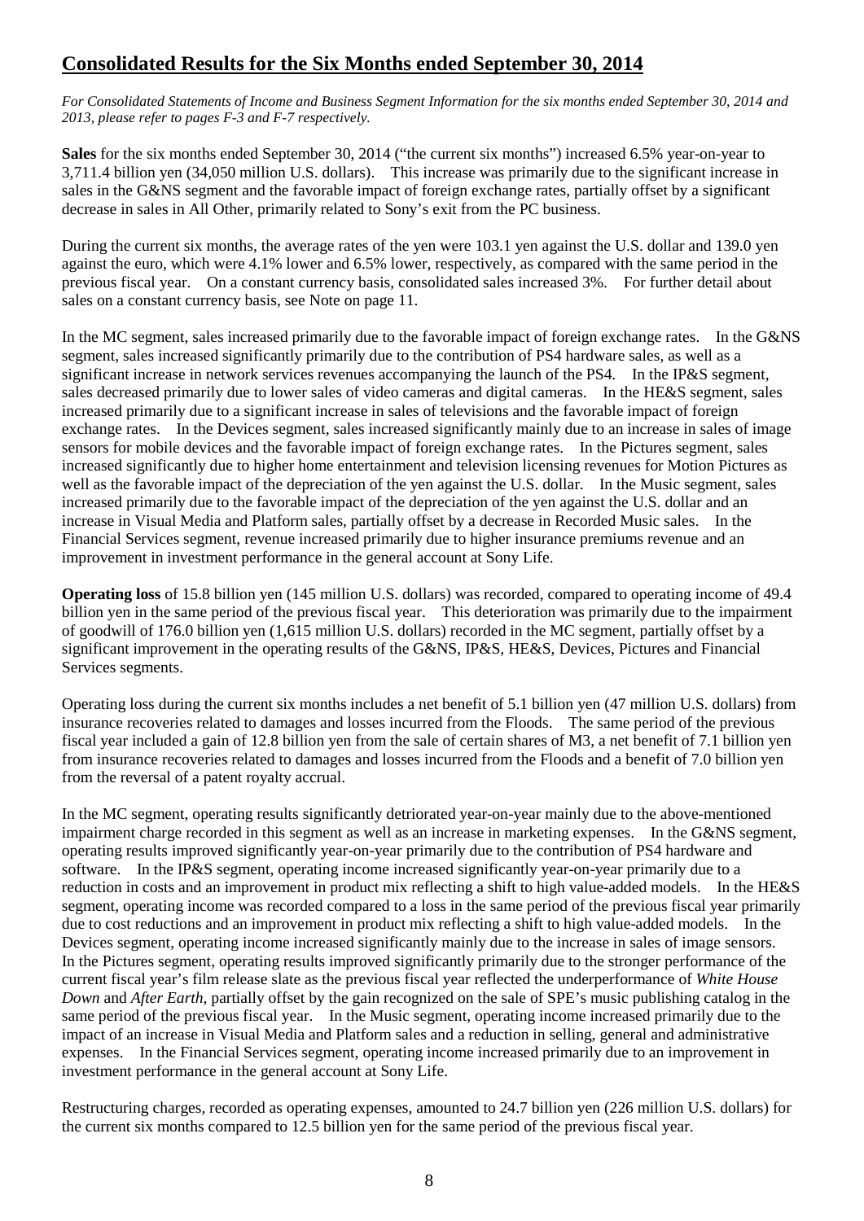## Consolidated Results for the Six Months ended September 30, 2014

*For Consolidated Statements of Income and Business Segment Information for the six months ended September 30, 2014 and 2013, please refer to pages F-3 and F-7 respectively.*

**Sales** for the six months ended September 30, 2014 ("the current six months") increased 6.5% year-on-year to 3,711.4 billion yen (34,050 million U.S. dollars). This increase was primarily due to the significant increase in sales in the G&NS segment and the favorable impact of foreign exchange rates, partially offset by a significant decrease in sales in All Other, primarily related to Sony's exit from the PC business.

During the current six months, the average rates of the yen were 103.1 yen against the U.S. dollar and 139.0 yen against the euro, which were 4.1% lower and 6.5% lower, respectively, as compared with the same period in the previous fiscal year. On a constant currency basis, consolidated sales increased 3%. For further detail about sales on a constant currency basis, see Note on page 11.

In the MC segment, sales increased primarily due to the favorable impact of foreign exchange rates. In the G&NS segment, sales increased significantly primarily due to the contribution of PS4 hardware sales, as well as a significant increase in network services revenues accompanying the launch of the PS4. In the IP&S segment, sales decreased primarily due to lower sales of video cameras and digital cameras. In the HE&S segment, sales increased primarily due to a significant increase in sales of televisions and the favorable impact of foreign exchange rates. In the Devices segment, sales increased significantly mainly due to an increase in sales of image sensors for mobile devices and the favorable impact of foreign exchange rates. In the Pictures segment, sales increased significantly due to higher home entertainment and television licensing revenues for Motion Pictures as well as the favorable impact of the depreciation of the yen against the U.S. dollar. In the Music segment, sales increased primarily due to the favorable impact of the depreciation of the yen against the U.S. dollar and an increase in Visual Media and Platform sales, partially offset by a decrease in Recorded Music sales. In the Financial Services segment, revenue increased primarily due to higher insurance premiums revenue and an improvement in investment performance in the general account at Sony Life.

**Operating loss** of 15.8 billion yen (145 million U.S. dollars) was recorded, compared to operating income of 49.4 billion yen in the same period of the previous fiscal year. This deterioration was primarily due to the impairment of goodwill of 176.0 billion yen (1,615 million U.S. dollars) recorded in the MC segment, partially offset by a significant improvement in the operating results of the G&NS, IP&S, HE&S, Devices, Pictures and Financial Services segments.

Operating loss during the current six months includes a net benefit of 5.1 billion yen (47 million U.S. dollars) from insurance recoveries related to damages and losses incurred from the Floods. The same period of the previous fiscal year included a gain of 12.8 billion yen from the sale of certain shares of M3, a net benefit of 7.1 billion yen from insurance recoveries related to damages and losses incurred from the Floods and a benefit of 7.0 billion yen from the reversal of a patent royalty accrual.

In the MC segment, operating results significantly detriorated year-on-year mainly due to the above-mentioned impairment charge recorded in this segment as well as an increase in marketing expenses. In the G&NS segment, operating results improved significantly year-on-year primarily due to the contribution of PS4 hardware and software. In the IP&S segment, operating income increased significantly year-on-year primarily due to a reduction in costs and an improvement in product mix reflecting a shift to high value-added models. In the HE&S segment, operating income was recorded compared to a loss in the same period of the previous fiscal year primarily due to cost reductions and an improvement in product mix reflecting a shift to high value-added models. In the Devices segment, operating income increased significantly mainly due to the increase in sales of image sensors. In the Pictures segment, operating results improved significantly primarily due to the stronger performance of the current fiscal year's film release slate as the previous fiscal year reflected the underperformance of *White House Down* and *After Earth*, partially offset by the gain recognized on the sale of SPE's music publishing catalog in the same period of the previous fiscal year. In the Music segment, operating income increased primarily due to the impact of an increase in Visual Media and Platform sales and a reduction in selling, general and administrative expenses. In the Financial Services segment, operating income increased primarily due to an improvement in investment performance in the general account at Sony Life.

Restructuring charges, recorded as operating expenses, amounted to 24.7 billion yen (226 million U.S. dollars) for the current six months compared to 12.5 billion yen for the same period of the previous fiscal year.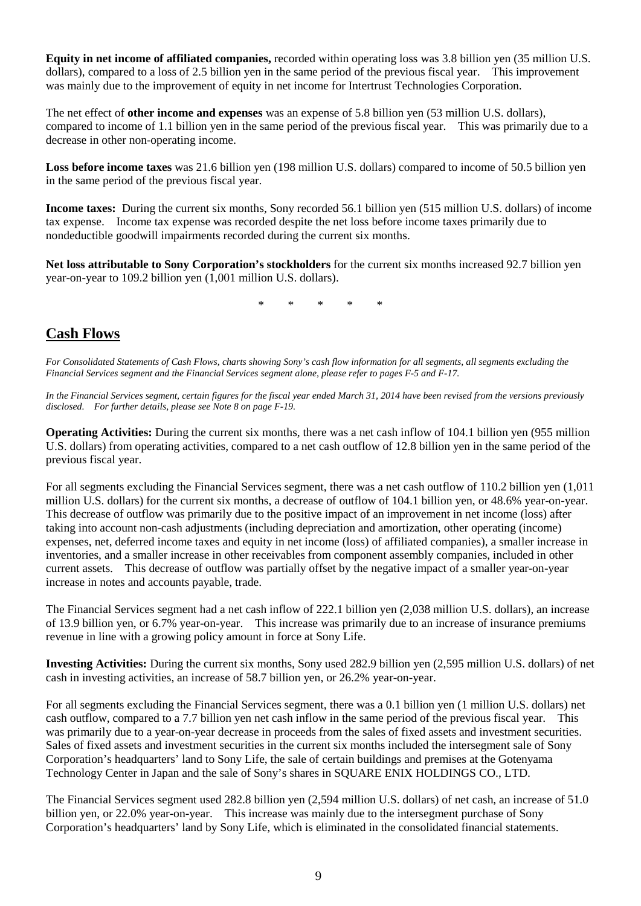**Equity in net income of affiliated companies,** recorded within operating loss was 3.8 billion yen (35 million U.S. dollars), compared to a loss of 2.5 billion yen in the same period of the previous fiscal year. This improvement was mainly due to the improvement of equity in net income for Intertrust Technologies Corporation.

The net effect of **other income and expenses** was an expense of 5.8 billion yen (53 million U.S. dollars), compared to income of 1.1 billion yen in the same period of the previous fiscal year. This was primarily due to a decrease in other non-operating income.

**Loss before income taxes** was 21.6 billion yen (198 million U.S. dollars) compared to income of 50.5 billion yen in the same period of the previous fiscal year.

**Income taxes:** During the current six months, Sony recorded 56.1 billion yen (515 million U.S. dollars) of income tax expense. Income tax expense was recorded despite the net loss before income taxes primarily due to nondeductible goodwill impairments recorded during the current six months.

**Net loss attributable to Sony Corporation's stockholders** for the current six months increased 92.7 billion yen year-on-year to 109.2 billion yen (1,001 million U.S. dollars).

\* \* \* \* \*

## Cash Flows

*For Consolidated Statements of Cash Flows, charts showing Sony's cash flow information for all segments, all segments excluding the Financial Services segment and the Financial Services segment alone, please refer to pages F-5 and F-17.*

*In the Financial Services segment, certain figures for the fiscal year ended March 31, 2014 have been revised from the versions previously disclosed. For further details, please see Note 8 on page F-19.*

**Operating Activities:** During the current six months, there was a net cash inflow of 104.1 billion yen (955 million U.S. dollars) from operating activities, compared to a net cash outflow of 12.8 billion yen in the same period of the previous fiscal year.

For all segments excluding the Financial Services segment, there was a net cash outflow of 110.2 billion yen (1,011 million U.S. dollars) for the current six months, a decrease of outflow of 104.1 billion yen, or 48.6% year-on-year. This decrease of outflow was primarily due to the positive impact of an improvement in net income (loss) after taking into account non-cash adjustments (including depreciation and amortization, other operating (income) expenses, net, deferred income taxes and equity in net income (loss) of affiliated companies), a smaller increase in inventories, and a smaller increase in other receivables from component assembly companies, included in other current assets. This decrease of outflow was partially offset by the negative impact of a smaller year-on-year increase in notes and accounts payable, trade.

The Financial Services segment had a net cash inflow of 222.1 billion yen (2,038 million U.S. dollars), an increase of 13.9 billion yen, or 6.7% year-on-year. This increase was primarily due to an increase of insurance premiums revenue in line with a growing policy amount in force at Sony Life.

**Investing Activities:** During the current six months, Sony used 282.9 billion yen (2,595 million U.S. dollars) of net cash in investing activities, an increase of 58.7 billion yen, or 26.2% year-on-year.

For all segments excluding the Financial Services segment, there was a 0.1 billion yen (1 million U.S. dollars) net cash outflow, compared to a 7.7 billion yen net cash inflow in the same period of the previous fiscal year. This was primarily due to a year-on-year decrease in proceeds from the sales of fixed assets and investment securities. Sales of fixed assets and investment securities in the current six months included the intersegment sale of Sony Corporation's headquarters' land to Sony Life, the sale of certain buildings and premises at the Gotenyama Technology Center in Japan and the sale of Sony's shares in SQUARE ENIX HOLDINGS CO., LTD.

The Financial Services segment used 282.8 billion yen (2,594 million U.S. dollars) of net cash, an increase of 51.0 billion yen, or 22.0% year-on-year. This increase was mainly due to the intersegment purchase of Sony Corporation's headquarters' land by Sony Life, which is eliminated in the consolidated financial statements.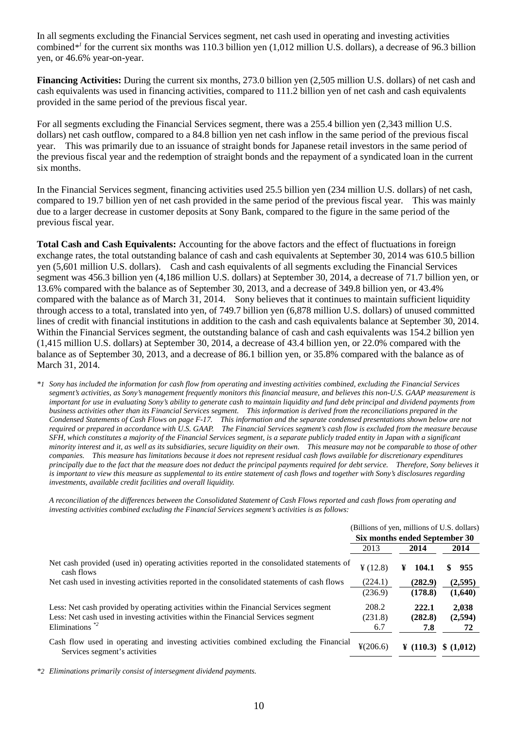In all segments excluding the Financial Services segment, net cash used in operating and investing activities combined*[1] for the current six months was 110.3 billion yen (1,012 million U.S. dollars), a decrease of 96.3 billion yen, or 46.6% year-on-year.

**Financing Activities:** During the current six months, 273.0 billion yen (2,505 million U.S. dollars) of net cash and cash equivalents was used in financing activities, compared to 111.2 billion yen of net cash and cash equivalents provided in the same period of the previous fiscal year.

For all segments excluding the Financial Services segment, there was a 255.4 billion yen (2,343 million U.S. dollars) net cash outflow, compared to a 84.8 billion yen net cash inflow in the same period of the previous fiscal year. This was primarily due to an issuance of straight bonds for Japanese retail investors in the same period of the previous fiscal year and the redemption of straight bonds and the repayment of a syndicated loan in the current six months.

In the Financial Services segment, financing activities used 25.5 billion yen (234 million U.S. dollars) of net cash, compared to 19.7 billion yen of net cash provided in the same period of the previous fiscal year. This was mainly due to a larger decrease in customer deposits at Sony Bank, compared to the figure in the same period of the previous fiscal year.

**Total Cash and Cash Equivalents:** Accounting for the above factors and the effect of fluctuations in foreign exchange rates, the total outstanding balance of cash and cash equivalents at September 30, 2014 was 610.5 billion yen (5,601 million U.S. dollars). Cash and cash equivalents of all segments excluding the Financial Services segment was 456.3 billion yen (4,186 million U.S. dollars) at September 30, 2014, a decrease of 71.7 billion yen, or 13.6% compared with the balance as of September 30, 2013, and a decrease of 349.8 billion yen, or 43.4% compared with the balance as of March 31, 2014. Sony believes that it continues to maintain sufficient liquidity through access to a total, translated into yen, of 749.7 billion yen (6,878 million U.S. dollars) of unused committed lines of credit with financial institutions in addition to the cash and cash equivalents balance at September 30, 2014. Within the Financial Services segment, the outstanding balance of cash and cash equivalents was 154.2 billion yen (1,415 million U.S. dollars) at September 30, 2014, a decrease of 43.4 billion yen, or 22.0% compared with the balance as of September 30, 2013, and a decrease of 86.1 billion yen, or 35.8% compared with the balance as of March 31, 2014.

*1 *Sony has included the information for cash flow from operating and investing activities combined, excluding the Financial Services segment's activities, as Sony's management frequently monitors this financial measure, and believes this non-U.S. GAAP measurement is important for use in evaluating Sony's ability to generate cash to maintain liquidity and fund debt principal and dividend payments from business activities other than its Financial Services segment. This information is derived from the reconciliations prepared in the Condensed Statements of Cash Flows on page F-17. This information and the separate condensed presentations shown below are not required or prepared in accordance with U.S. GAAP. The Financial Services segment's cash flow is excluded from the measure because SFH, which constitutes a majority of the Financial Services segment, is a separate publicly traded entity in Japan with a significant minority interest and it, as well as its subsidiaries, secure liquidity on their own. This measure may not be comparable to those of other companies. This measure has limitations because it does not represent residual cash flows available for discretionary expenditures principally due to the fact that the measure does not deduct the principal payments required for debt service. Therefore, Sony believes it is important to view this measure as supplemental to its entire statement of cash flows and together with Sony's disclosures regarding investments, available credit facilities and overall liquidity.*

*A reconciliation of the differences between the Consolidated Statement of Cash Flows reported and cash flows from operating and investing activities combined excluding the Financial Services segment's activities is as follows:*

| | (Billions of yen, millions of U.S. dollars) | | |
|---|---|---|---|
| | **Six months ended September 30** | | |
| | 2013 | **2014** | **2014** |
| Net cash provided (used in) operating activities reported in the consolidated statements of cash flows | ¥ (12.8) | **¥ 104.1** | **$ 955** |
| Net cash used in investing activities reported in the consolidated statements of cash flows | (224.1) | **(282.9)** | **(2,595)** |
| | (236.9) | **(178.8)** | **(1,640)** |
| Less: Net cash provided by operating activities within the Financial Services segment | 208.2 | **222.1** | **2,038** |
| Less: Net cash used in investing activities within the Financial Services segment | (231.8) | **(282.8)** | **(2,594)** |
| Eliminations *2 | 6.7 | **7.8** | **72** |
| Cash flow used in operating and investing activities combined excluding the Financial Services segment's activities | ¥(206.6) | **¥ (110.3)** | **$ (1,012)** |

*2 *Eliminations primarily consist of intersegment dividend payments.*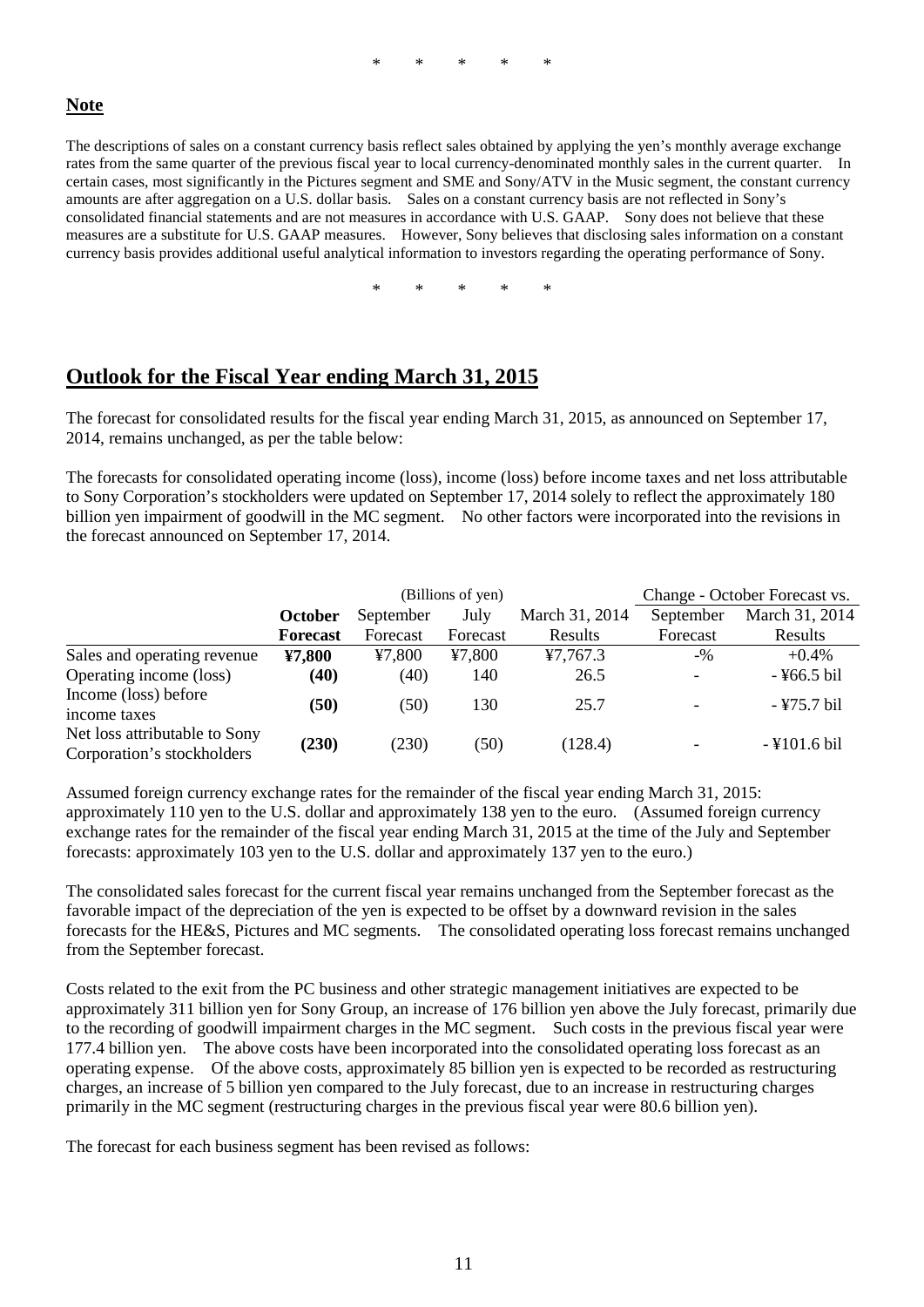\* \* \* \* \*

**Note**

The descriptions of sales on a constant currency basis reflect sales obtained by applying the yen's monthly average exchange rates from the same quarter of the previous fiscal year to local currency-denominated monthly sales in the current quarter. In certain cases, most significantly in the Pictures segment and SME and Sony/ATV in the Music segment, the constant currency amounts are after aggregation on a U.S. dollar basis. Sales on a constant currency basis are not reflected in Sony's consolidated financial statements and are not measures in accordance with U.S. GAAP. Sony does not believe that these measures are a substitute for U.S. GAAP measures. However, Sony believes that disclosing sales information on a constant currency basis provides additional useful analytical information to investors regarding the operating performance of Sony.

\* \* \* \* \*

## Outlook for the Fiscal Year ending March 31, 2015

The forecast for consolidated results for the fiscal year ending March 31, 2015, as announced on September 17, 2014, remains unchanged, as per the table below:

The forecasts for consolidated operating income (loss), income (loss) before income taxes and net loss attributable to Sony Corporation's stockholders were updated on September 17, 2014 solely to reflect the approximately 180 billion yen impairment of goodwill in the MC segment. No other factors were incorporated into the revisions in the forecast announced on September 17, 2014.

| | (Billions of yen) | | | | Change - October Forecast vs. | |
|---|---|---|---|---|---|---|
| | **October Forecast** | September Forecast | July Forecast | March 31, 2014 Results | September Forecast | March 31, 2014 Results |
| Sales and operating revenue | **¥7,800** | ¥7,800 | ¥7,800 | ¥7,767.3 | -% | +0.4% |
| Operating income (loss) | **(40)** | (40) | 140 | 26.5 | - | - ¥66.5 bil |
| Income (loss) before income taxes | **(50)** | (50) | 130 | 25.7 | - | - ¥75.7 bil |
| Net loss attributable to Sony Corporation's stockholders | **(230)** | (230) | (50) | (128.4) | - | - ¥101.6 bil |

Assumed foreign currency exchange rates for the remainder of the fiscal year ending March 31, 2015: approximately 110 yen to the U.S. dollar and approximately 138 yen to the euro. (Assumed foreign currency exchange rates for the remainder of the fiscal year ending March 31, 2015 at the time of the July and September forecasts: approximately 103 yen to the U.S. dollar and approximately 137 yen to the euro.)

The consolidated sales forecast for the current fiscal year remains unchanged from the September forecast as the favorable impact of the depreciation of the yen is expected to be offset by a downward revision in the sales forecasts for the HE&S, Pictures and MC segments. The consolidated operating loss forecast remains unchanged from the September forecast.

Costs related to the exit from the PC business and other strategic management initiatives are expected to be approximately 311 billion yen for Sony Group, an increase of 176 billion yen above the July forecast, primarily due to the recording of goodwill impairment charges in the MC segment. Such costs in the previous fiscal year were 177.4 billion yen. The above costs have been incorporated into the consolidated operating loss forecast as an operating expense. Of the above costs, approximately 85 billion yen is expected to be recorded as restructuring charges, an increase of 5 billion yen compared to the July forecast, due to an increase in restructuring charges primarily in the MC segment (restructuring charges in the previous fiscal year were 80.6 billion yen).

The forecast for each business segment has been revised as follows: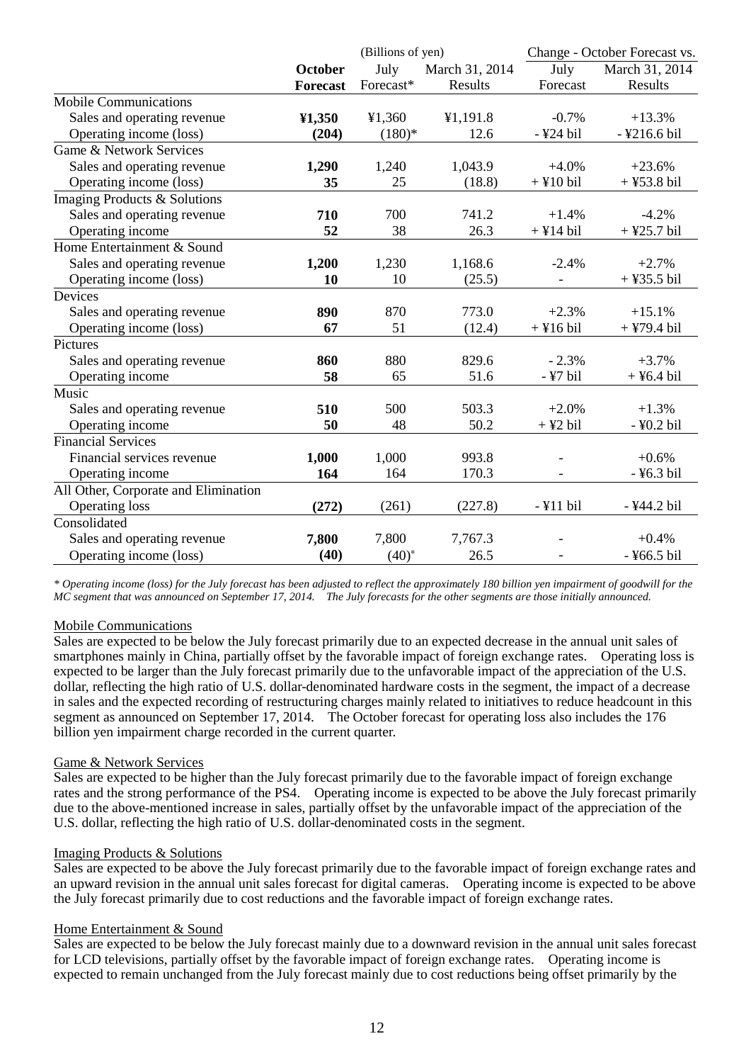| | (Billions of yen) | | | Change - October Forecast vs. | |
|---|---|---|---|---|---|
| | **October Forecast** | July Forecast* | March 31, 2014 Results | July Forecast | March 31, 2014 Results |
| Mobile Communications | | | | | |
| Sales and operating revenue | **¥1,350** | ¥1,360 | ¥1,191.8 | -0.7% | +13.3% |
| Operating income (loss) | **(204)** | (180)* | 12.6 | - ¥24 bil | - ¥216.6 bil |
| Game & Network Services | | | | | |
| Sales and operating revenue | **1,290** | 1,240 | 1,043.9 | +4.0% | +23.6% |
| Operating income (loss) | **35** | 25 | (18.8) | + ¥10 bil | + ¥53.8 bil |
| Imaging Products & Solutions | | | | | |
| Sales and operating revenue | **710** | 700 | 741.2 | +1.4% | -4.2% |
| Operating income | **52** | 38 | 26.3 | + ¥14 bil | + ¥25.7 bil |
| Home Entertainment & Sound | | | | | |
| Sales and operating revenue | **1,200** | 1,230 | 1,168.6 | -2.4% | +2.7% |
| Operating income (loss) | **10** | 10 | (25.5) | - | + ¥35.5 bil |
| Devices | | | | | |
| Sales and operating revenue | **890** | 870 | 773.0 | +2.3% | +15.1% |
| Operating income (loss) | **67** | 51 | (12.4) | + ¥16 bil | + ¥79.4 bil |
| Pictures | | | | | |
| Sales and operating revenue | **860** | 880 | 829.6 | - 2.3% | +3.7% |
| Operating income | **58** | 65 | 51.6 | - ¥7 bil | + ¥6.4 bil |
| Music | | | | | |
| Sales and operating revenue | **510** | 500 | 503.3 | +2.0% | +1.3% |
| Operating income | **50** | 48 | 50.2 | + ¥2 bil | - ¥0.2 bil |
| Financial Services | | | | | |
| Financial services revenue | **1,000** | 1,000 | 993.8 | - | +0.6% |
| Operating income | **164** | 164 | 170.3 | - | - ¥6.3 bil |
| All Other, Corporate and Elimination | | | | | |
| Operating loss | **(272)** | (261) | (227.8) | - ¥11 bil | - ¥44.2 bil |
| Consolidated | | | | | |
| Sales and operating revenue | **7,800** | 7,800 | 7,767.3 | - | +0.4% |
| Operating income (loss) | **(40)** | (40)* | 26.5 | - | - ¥66.5 bil |

*\* Operating income (loss) for the July forecast has been adjusted to reflect the approximately 180 billion yen impairment of goodwill for the MC segment that was announced on September 17, 2014. The July forecasts for the other segments are those initially announced.*

Mobile Communications

Sales are expected to be below the July forecast primarily due to an expected decrease in the annual unit sales of smartphones mainly in China, partially offset by the favorable impact of foreign exchange rates. Operating loss is expected to be larger than the July forecast primarily due to the unfavorable impact of the appreciation of the U.S. dollar, reflecting the high ratio of U.S. dollar-denominated hardware costs in the segment, the impact of a decrease in sales and the expected recording of restructuring charges mainly related to initiatives to reduce headcount in this segment as announced on September 17, 2014. The October forecast for operating loss also includes the 176 billion yen impairment charge recorded in the current quarter.

Game & Network Services

Sales are expected to be higher than the July forecast primarily due to the favorable impact of foreign exchange rates and the strong performance of the PS4. Operating income is expected to be above the July forecast primarily due to the above-mentioned increase in sales, partially offset by the unfavorable impact of the appreciation of the U.S. dollar, reflecting the high ratio of U.S. dollar-denominated costs in the segment.

Imaging Products & Solutions

Sales are expected to be above the July forecast primarily due to the favorable impact of foreign exchange rates and an upward revision in the annual unit sales forecast for digital cameras. Operating income is expected to be above the July forecast primarily due to cost reductions and the favorable impact of foreign exchange rates.

Home Entertainment & Sound

Sales are expected to be below the July forecast mainly due to a downward revision in the annual unit sales forecast for LCD televisions, partially offset by the favorable impact of foreign exchange rates. Operating income is expected to remain unchanged from the July forecast mainly due to cost reductions being offset primarily by the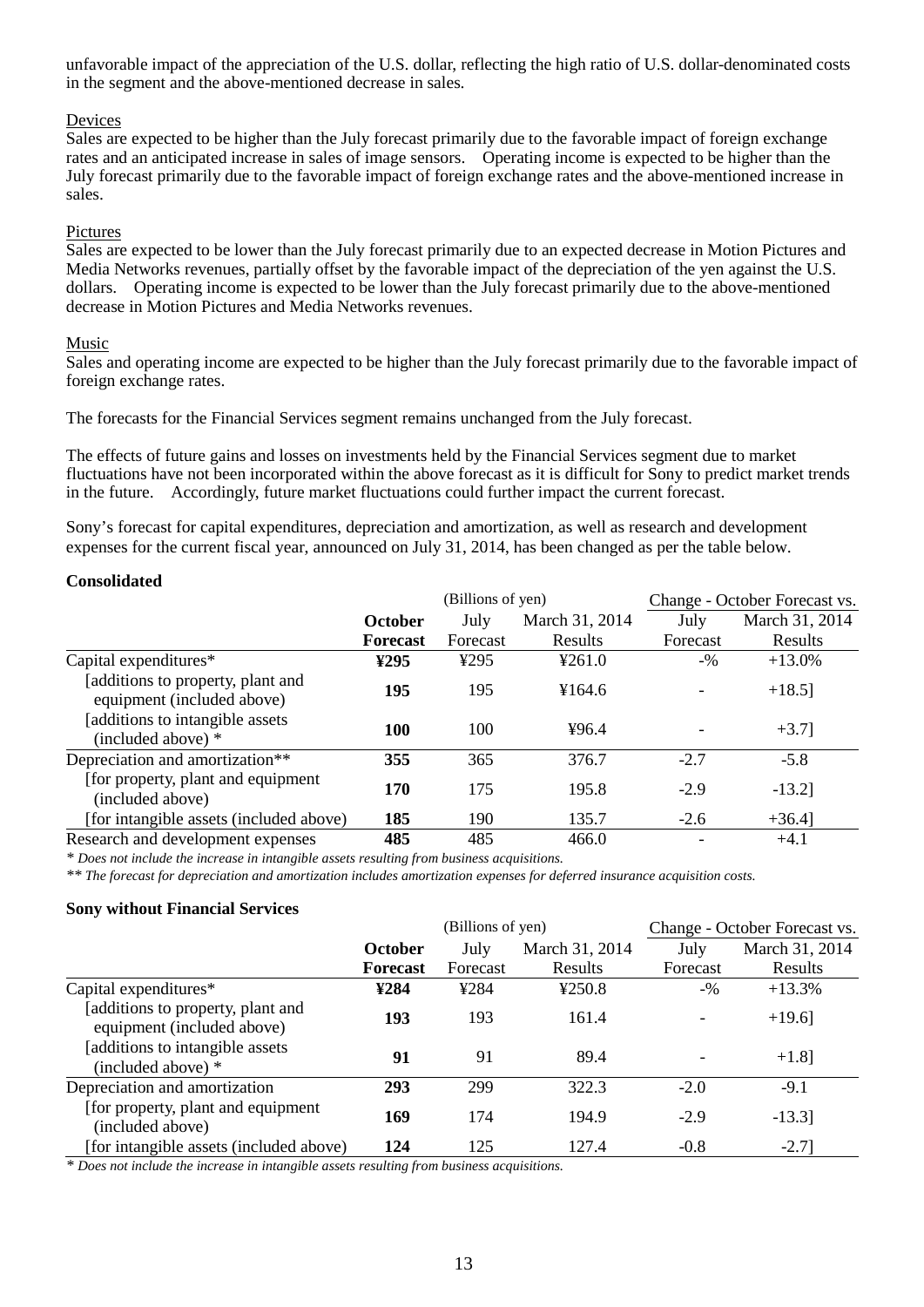unfavorable impact of the appreciation of the U.S. dollar, reflecting the high ratio of U.S. dollar-denominated costs in the segment and the above-mentioned decrease in sales.

Devices

Sales are expected to be higher than the July forecast primarily due to the favorable impact of foreign exchange rates and an anticipated increase in sales of image sensors.  Operating income is expected to be higher than the July forecast primarily due to the favorable impact of foreign exchange rates and the above-mentioned increase in sales.

Pictures

Sales are expected to be lower than the July forecast primarily due to an expected decrease in Motion Pictures and Media Networks revenues, partially offset by the favorable impact of the depreciation of the yen against the U.S. dollars.  Operating income is expected to be lower than the July forecast primarily due to the above-mentioned decrease in Motion Pictures and Media Networks revenues.

Music

Sales and operating income are expected to be higher than the July forecast primarily due to the favorable impact of foreign exchange rates.

The forecasts for the Financial Services segment remains unchanged from the July forecast.

The effects of future gains and losses on investments held by the Financial Services segment due to market fluctuations have not been incorporated within the above forecast as it is difficult for Sony to predict market trends in the future.  Accordingly, future market fluctuations could further impact the current forecast.

Sony's forecast for capital expenditures, depreciation and amortization, as well as research and development expenses for the current fiscal year, announced on July 31, 2014, has been changed as per the table below.

**Consolidated**

| | (Billions of yen) | | | Change - October Forecast vs. | |
|---|---|---|---|---|---|
| | **October Forecast** | July Forecast | March 31, 2014 Results | July Forecast | March 31, 2014 Results |
| Capital expenditures* | **¥295** | ¥295 | ¥261.0 | -% | +13.0% |
| [additions to property, plant and equipment (included above) | **195** | 195 | ¥164.6 | - | +18.5] |
| [additions to intangible assets (included above) * | **100** | 100 | ¥96.4 | - | +3.7] |
| Depreciation and amortization** | **355** | 365 | 376.7 | -2.7 | -5.8 |
| [for property, plant and equipment (included above) | **170** | 175 | 195.8 | -2.9 | -13.2] |
| [for intangible assets (included above) | **185** | 190 | 135.7 | -2.6 | +36.4] |
| Research and development expenses | **485** | 485 | 466.0 | - | +4.1 |

*\* Does not include the increase in intangible assets resulting from business acquisitions.*

*\*\* The forecast for depreciation and amortization includes amortization expenses for deferred insurance acquisition costs.*

**Sony without Financial Services**

| | (Billions of yen) | | | Change - October Forecast vs. | |
|---|---|---|---|---|---|
| | **October Forecast** | July Forecast | March 31, 2014 Results | July Forecast | March 31, 2014 Results |
| Capital expenditures* | **¥284** | ¥284 | ¥250.8 | -% | +13.3% |
| [additions to property, plant and equipment (included above) | **193** | 193 | 161.4 | - | +19.6] |
| [additions to intangible assets (included above) * | **91** | 91 | 89.4 | - | +1.8] |
| Depreciation and amortization | **293** | 299 | 322.3 | -2.0 | -9.1 |
| [for property, plant and equipment (included above) | **169** | 174 | 194.9 | -2.9 | -13.3] |
| [for intangible assets (included above) | **124** | 125 | 127.4 | -0.8 | -2.7] |

*\* Does not include the increase in intangible assets resulting from business acquisitions.*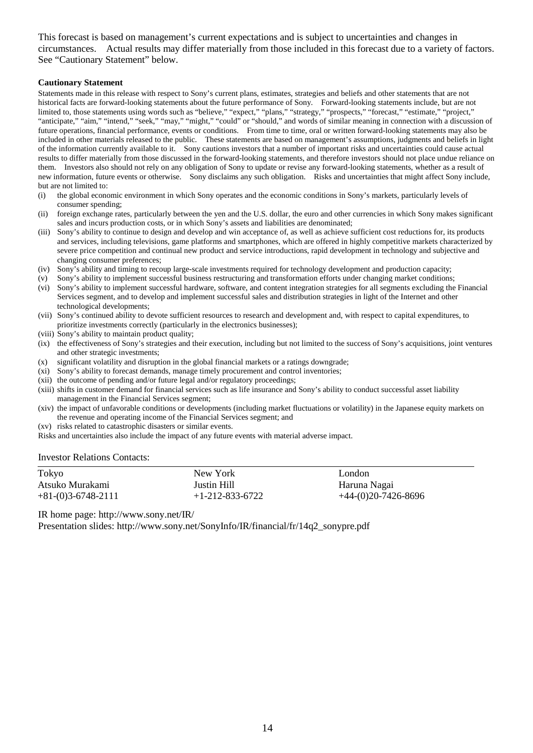This forecast is based on management's current expectations and is subject to uncertainties and changes in circumstances. Actual results may differ materially from those included in this forecast due to a variety of factors. See "Cautionary Statement" below.

**Cautionary Statement**

Statements made in this release with respect to Sony's current plans, estimates, strategies and beliefs and other statements that are not historical facts are forward-looking statements about the future performance of Sony. Forward-looking statements include, but are not limited to, those statements using words such as "believe," "expect," "plans," "strategy," "prospects," "forecast," "estimate," "project," "anticipate," "aim," "intend," "seek," "may," "might," "could" or "should," and words of similar meaning in connection with a discussion of future operations, financial performance, events or conditions. From time to time, oral or written forward-looking statements may also be included in other materials released to the public. These statements are based on management's assumptions, judgments and beliefs in light of the information currently available to it. Sony cautions investors that a number of important risks and uncertainties could cause actual results to differ materially from those discussed in the forward-looking statements, and therefore investors should not place undue reliance on them. Investors also should not rely on any obligation of Sony to update or revise any forward-looking statements, whether as a result of new information, future events or otherwise. Sony disclaims any such obligation. Risks and uncertainties that might affect Sony include, but are not limited to:

(i) the global economic environment in which Sony operates and the economic conditions in Sony's markets, particularly levels of consumer spending;
(ii) foreign exchange rates, particularly between the yen and the U.S. dollar, the euro and other currencies in which Sony makes significant sales and incurs production costs, or in which Sony's assets and liabilities are denominated;
(iii) Sony's ability to continue to design and develop and win acceptance of, as well as achieve sufficient cost reductions for, its products and services, including televisions, game platforms and smartphones, which are offered in highly competitive markets characterized by severe price competition and continual new product and service introductions, rapid development in technology and subjective and changing consumer preferences;
(iv) Sony's ability and timing to recoup large-scale investments required for technology development and production capacity;
(v) Sony's ability to implement successful business restructuring and transformation efforts under changing market conditions;
(vi) Sony's ability to implement successful hardware, software, and content integration strategies for all segments excluding the Financial Services segment, and to develop and implement successful sales and distribution strategies in light of the Internet and other technological developments;
(vii) Sony's continued ability to devote sufficient resources to research and development and, with respect to capital expenditures, to prioritize investments correctly (particularly in the electronics businesses);
(viii) Sony's ability to maintain product quality;
(ix) the effectiveness of Sony's strategies and their execution, including but not limited to the success of Sony's acquisitions, joint ventures and other strategic investments;
(x) significant volatility and disruption in the global financial markets or a ratings downgrade;
(xi) Sony's ability to forecast demands, manage timely procurement and control inventories;
(xii) the outcome of pending and/or future legal and/or regulatory proceedings;
(xiii) shifts in customer demand for financial services such as life insurance and Sony's ability to conduct successful asset liability management in the Financial Services segment;
(xiv) the impact of unfavorable conditions or developments (including market fluctuations or volatility) in the Japanese equity markets on the revenue and operating income of the Financial Services segment; and
(xv) risks related to catastrophic disasters or similar events.

Risks and uncertainties also include the impact of any future events with material adverse impact.

Investor Relations Contacts:

| Tokyo | New York | London |
|---|---|---|
| Atsuko Murakami | Justin Hill | Haruna Nagai |
| +81-(0)3-6748-2111 | +1-212-833-6722 | +44-(0)20-7426-8696 |

IR home page: http://www.sony.net/IR/

Presentation slides: http://www.sony.net/SonyInfo/IR/financial/fr/14q2_sonypre.pdf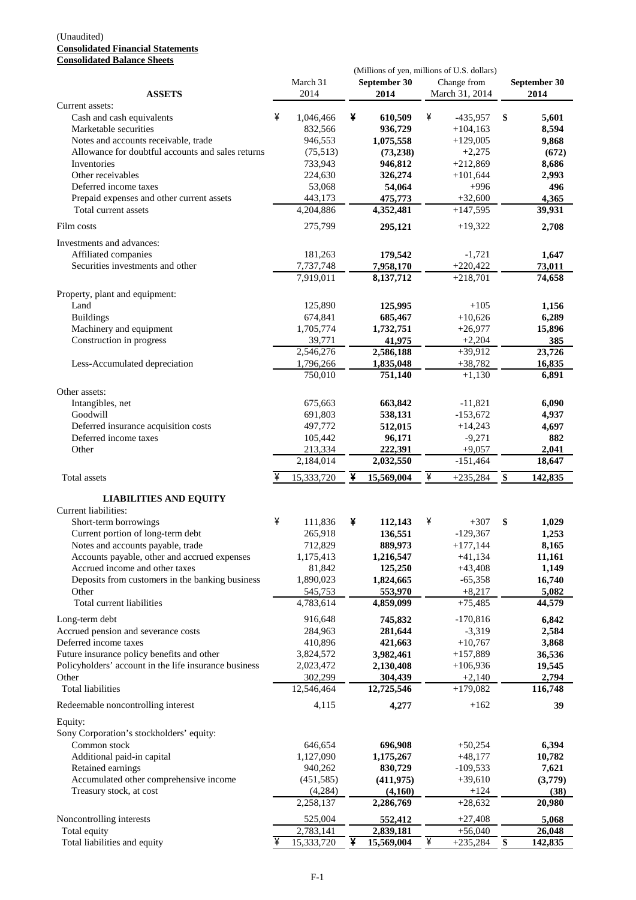(Unaudited)

**Consolidated Financial Statements**

**Consolidated Balance Sheets**

| | (Millions of yen, millions of U.S. dollars) | | | |
|---|---|---|---|---|
| **ASSETS** | March 31 2014 | **September 30 2014** | Change from March 31, 2014 | **September 30 2014** |
| Current assets: | | | | |
| Cash and cash equivalents | ¥ 1,046,466 | **¥ 610,509** | ¥ -435,957 | **$ 5,601** |
| Marketable securities | 832,566 | **936,729** | +104,163 | **8,594** |
| Notes and accounts receivable, trade | 946,553 | **1,075,558** | +129,005 | **9,868** |
| Allowance for doubtful accounts and sales returns | (75,513) | **(73,238)** | +2,275 | **(672)** |
| Inventories | 733,943 | **946,812** | +212,869 | **8,686** |
| Other receivables | 224,630 | **326,274** | +101,644 | **2,993** |
| Deferred income taxes | 53,068 | **54,064** | +996 | **496** |
| Prepaid expenses and other current assets | 443,173 | **475,773** | +32,600 | **4,365** |
| Total current assets | 4,204,886 | **4,352,481** | +147,595 | **39,931** |
| Film costs | 275,799 | **295,121** | +19,322 | **2,708** |
| Investments and advances: | | | | |
| Affiliated companies | 181,263 | **179,542** | -1,721 | **1,647** |
| Securities investments and other | 7,737,748 | **7,958,170** | +220,422 | **73,011** |
| | 7,919,011 | **8,137,712** | +218,701 | **74,658** |
| Property, plant and equipment: | | | | |
| Land | 125,890 | **125,995** | +105 | **1,156** |
| Buildings | 674,841 | **685,467** | +10,626 | **6,289** |
| Machinery and equipment | 1,705,774 | **1,732,751** | +26,977 | **15,896** |
| Construction in progress | 39,771 | **41,975** | +2,204 | **385** |
| | 2,546,276 | **2,586,188** | +39,912 | **23,726** |
| Less-Accumulated depreciation | 1,796,266 | **1,835,048** | +38,782 | **16,835** |
| | 750,010 | **751,140** | +1,130 | **6,891** |
| Other assets: | | | | |
| Intangibles, net | 675,663 | **663,842** | -11,821 | **6,090** |
| Goodwill | 691,803 | **538,131** | -153,672 | **4,937** |
| Deferred insurance acquisition costs | 497,772 | **512,015** | +14,243 | **4,697** |
| Deferred income taxes | 105,442 | **96,171** | -9,271 | **882** |
| Other | 213,334 | **222,391** | +9,057 | **2,041** |
| | 2,184,014 | **2,032,550** | -151,464 | **18,647** |
| Total assets | ¥ 15,333,720 | **¥ 15,569,004** | ¥ +235,284 | **$ 142,835** |
| **LIABILITIES AND EQUITY** | | | | |
| Current liabilities: | | | | |
| Short-term borrowings | ¥ 111,836 | **¥ 112,143** | ¥ +307 | **$ 1,029** |
| Current portion of long-term debt | 265,918 | **136,551** | -129,367 | **1,253** |
| Notes and accounts payable, trade | 712,829 | **889,973** | +177,144 | **8,165** |
| Accounts payable, other and accrued expenses | 1,175,413 | **1,216,547** | +41,134 | **11,161** |
| Accrued income and other taxes | 81,842 | **125,250** | +43,408 | **1,149** |
| Deposits from customers in the banking business | 1,890,023 | **1,824,665** | -65,358 | **16,740** |
| Other | 545,753 | **553,970** | +8,217 | **5,082** |
| Total current liabilities | 4,783,614 | **4,859,099** | +75,485 | **44,579** |
| Long-term debt | 916,648 | **745,832** | -170,816 | **6,842** |
| Accrued pension and severance costs | 284,963 | **281,644** | -3,319 | **2,584** |
| Deferred income taxes | 410,896 | **421,663** | +10,767 | **3,868** |
| Future insurance policy benefits and other | 3,824,572 | **3,982,461** | +157,889 | **36,536** |
| Policyholders' account in the life insurance business | 2,023,472 | **2,130,408** | +106,936 | **19,545** |
| Other | 302,299 | **304,439** | +2,140 | **2,794** |
| Total liabilities | 12,546,464 | **12,725,546** | +179,082 | **116,748** |
| Redeemable noncontrolling interest | 4,115 | **4,277** | +162 | **39** |
| Equity: | | | | |
| Sony Corporation's stockholders' equity: | | | | |
| Common stock | 646,654 | **696,908** | +50,254 | **6,394** |
| Additional paid-in capital | 1,127,090 | **1,175,267** | +48,177 | **10,782** |
| Retained earnings | 940,262 | **830,729** | -109,533 | **7,621** |
| Accumulated other comprehensive income | (451,585) | **(411,975)** | +39,610 | **(3,779)** |
| Treasury stock, at cost | (4,284) | **(4,160)** | +124 | **(38)** |
| | 2,258,137 | **2,286,769** | +28,632 | **20,980** |
| Noncontrolling interests | 525,004 | **552,412** | +27,408 | **5,068** |
| Total equity | 2,783,141 | **2,839,181** | +56,040 | **26,048** |
| Total liabilities and equity | ¥ 15,333,720 | **¥ 15,569,004** | ¥ +235,284 | **$ 142,835** |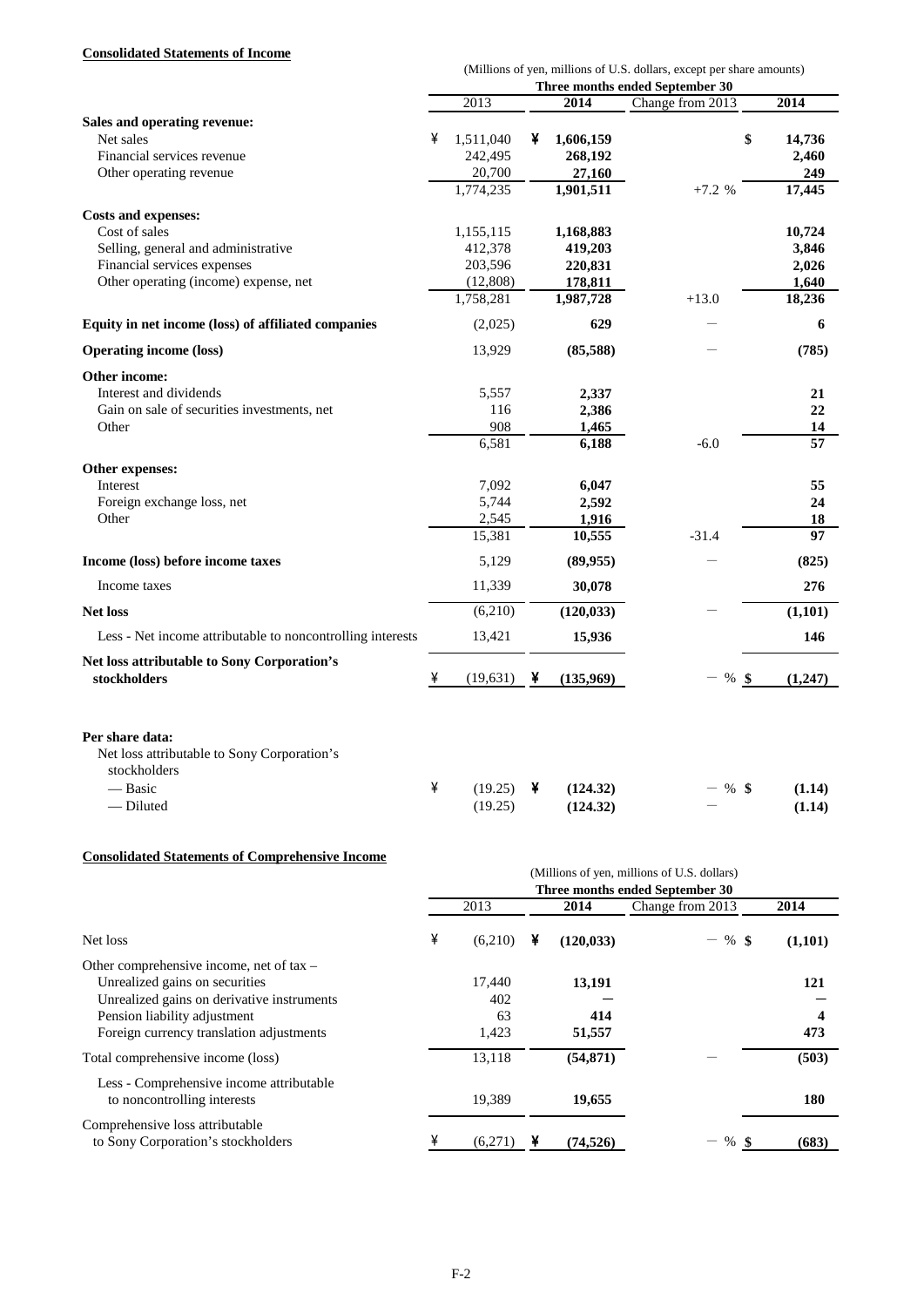**Consolidated Statements of Income**

(Millions of yen, millions of U.S. dollars, except per share amounts)

| | Three months ended September 30 | | | |
|---|---|---|---|---|
| | 2013 | 2014 | Change from 2013 | 2014 |
| **Sales and operating revenue:** | | | | |
| Net sales | ¥ 1,511,040 | ¥ **1,606,159** | | $ **14,736** |
| Financial services revenue | 242,495 | **268,192** | | **2,460** |
| Other operating revenue | 20,700 | **27,160** | | **249** |
| | 1,774,235 | **1,901,511** | +7.2 % | **17,445** |
| **Costs and expenses:** | | | | |
| Cost of sales | 1,155,115 | **1,168,883** | | **10,724** |
| Selling, general and administrative | 412,378 | **419,203** | | **3,846** |
| Financial services expenses | 203,596 | **220,831** | | **2,026** |
| Other operating (income) expense, net | (12,808) | **178,811** | | **1,640** |
| | 1,758,281 | **1,987,728** | +13.0 | **18,236** |
| **Equity in net income (loss) of affiliated companies** | (2,025) | **629** | — | **6** |
| **Operating income (loss)** | 13,929 | **(85,588)** | — | **(785)** |
| **Other income:** | | | | |
| Interest and dividends | 5,557 | **2,337** | | **21** |
| Gain on sale of securities investments, net | 116 | **2,386** | | **22** |
| Other | 908 | **1,465** | | **14** |
| | 6,581 | **6,188** | -6.0 | **57** |
| **Other expenses:** | | | | |
| Interest | 7,092 | **6,047** | | **55** |
| Foreign exchange loss, net | 5,744 | **2,592** | | **24** |
| Other | 2,545 | **1,916** | | **18** |
| | 15,381 | **10,555** | -31.4 | **97** |
| **Income (loss) before income taxes** | 5,129 | **(89,955)** | — | **(825)** |
| Income taxes | 11,339 | **30,078** | | **276** |
| **Net loss** | (6,210) | **(120,033)** | — | **(1,101)** |
| Less - Net income attributable to noncontrolling interests | 13,421 | **15,936** | | **146** |
| **Net loss attributable to Sony Corporation's stockholders** | ¥ (19,631) | ¥ **(135,969)** | — % | $ **(1,247)** |
| | | | | |
| **Per share data:** | | | | |
| Net loss attributable to Sony Corporation's stockholders | | | | |
| — Basic | ¥ (19.25) | ¥ **(124.32)** | — % | $ **(1.14)** |
| — Diluted | (19.25) | **(124.32)** | — | **(1.14)** |

**Consolidated Statements of Comprehensive Income**

(Millions of yen, millions of U.S. dollars)

| | Three months ended September 30 | | | |
|---|---|---|---|---|
| | 2013 | 2014 | Change from 2013 | 2014 |
| Net loss | ¥ (6,210) | ¥ **(120,033)** | — % | $ **(1,101)** |
| Other comprehensive income, net of tax – | | | | |
| Unrealized gains on securities | 17,440 | **13,191** | | **121** |
| Unrealized gains on derivative instruments | 402 | **—** | | **—** |
| Pension liability adjustment | 63 | **414** | | **4** |
| Foreign currency translation adjustments | 1,423 | **51,557** | | **473** |
| Total comprehensive income (loss) | 13,118 | **(54,871)** | — | **(503)** |
| Less - Comprehensive income attributable to noncontrolling interests | 19,389 | **19,655** | | **180** |
| Comprehensive loss attributable to Sony Corporation's stockholders | ¥ (6,271) | ¥ **(74,526)** | — % | $ **(683)** |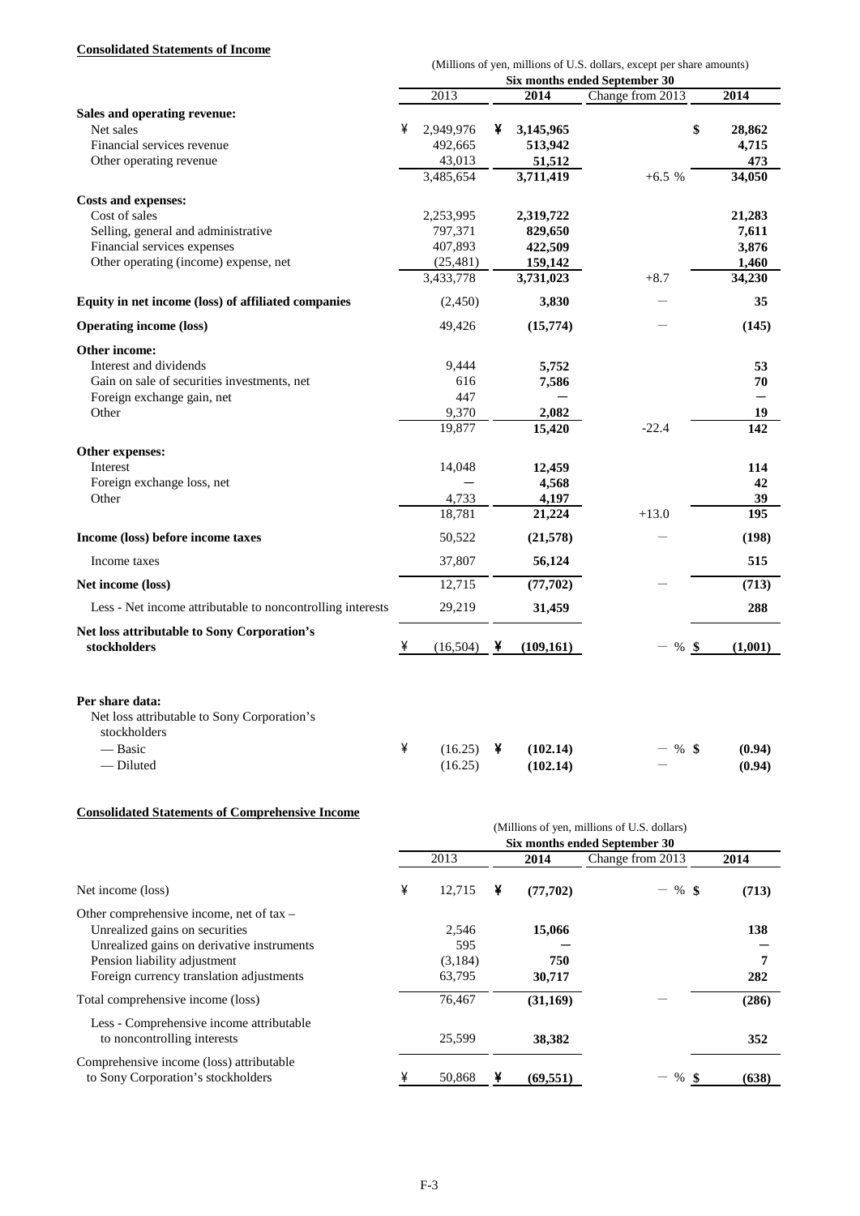**Consolidated Statements of Income**

(Millions of yen, millions of U.S. dollars, except per share amounts)

| | Six months ended September 30 | | | |
|---|---|---|---|---|
| | 2013 | 2014 | Change from 2013 | 2014 |
| **Sales and operating revenue:** | | | | |
| Net sales | ¥ 2,949,976 | ¥ 3,145,965 | | $ 28,862 |
| Financial services revenue | 492,665 | 513,942 | | 4,715 |
| Other operating revenue | 43,013 | 51,512 | | 473 |
| | 3,485,654 | 3,711,419 | +6.5 % | 34,050 |
| **Costs and expenses:** | | | | |
| Cost of sales | 2,253,995 | 2,319,722 | | 21,283 |
| Selling, general and administrative | 797,371 | 829,650 | | 7,611 |
| Financial services expenses | 407,893 | 422,509 | | 3,876 |
| Other operating (income) expense, net | (25,481) | 159,142 | | 1,460 |
| | 3,433,778 | 3,731,023 | +8.7 | 34,230 |
| **Equity in net income (loss) of affiliated companies** | (2,450) | 3,830 | — | 35 |
| **Operating income (loss)** | 49,426 | (15,774) | — | (145) |
| **Other income:** | | | | |
| Interest and dividends | 9,444 | 5,752 | | 53 |
| Gain on sale of securities investments, net | 616 | 7,586 | | 70 |
| Foreign exchange gain, net | 447 | — | | — |
| Other | 9,370 | 2,082 | | 19 |
| | 19,877 | 15,420 | -22.4 | 142 |
| **Other expenses:** | | | | |
| Interest | 14,048 | 12,459 | | 114 |
| Foreign exchange loss, net | — | 4,568 | | 42 |
| Other | 4,733 | 4,197 | | 39 |
| | 18,781 | 21,224 | +13.0 | 195 |
| **Income (loss) before income taxes** | 50,522 | (21,578) | — | (198) |
| Income taxes | 37,807 | 56,124 | | 515 |
| **Net income (loss)** | 12,715 | (77,702) | — | (713) |
| Less - Net income attributable to noncontrolling interests | 29,219 | 31,459 | | 288 |
| **Net loss attributable to Sony Corporation's stockholders** | ¥ (16,504) | ¥ (109,161) | — % | $ (1,001) |
| **Per share data:** | | | | |
| Net loss attributable to Sony Corporation's stockholders | | | | |
| — Basic | ¥ (16.25) | ¥ (102.14) | — % | $ (0.94) |
| — Diluted | (16.25) | (102.14) | — | (0.94) |

**Consolidated Statements of Comprehensive Income**

(Millions of yen, millions of U.S. dollars)

| | Six months ended September 30 | | | |
|---|---|---|---|---|
| | 2013 | 2014 | Change from 2013 | 2014 |
| Net income (loss) | ¥ 12,715 | ¥ (77,702) | — % | $ (713) |
| Other comprehensive income, net of tax – | | | | |
| Unrealized gains on securities | 2,546 | 15,066 | | 138 |
| Unrealized gains on derivative instruments | 595 | — | | — |
| Pension liability adjustment | (3,184) | 750 | | 7 |
| Foreign currency translation adjustments | 63,795 | 30,717 | | 282 |
| Total comprehensive income (loss) | 76,467 | (31,169) | — | (286) |
| Less - Comprehensive income attributable to noncontrolling interests | 25,599 | 38,382 | | 352 |
| Comprehensive income (loss) attributable to Sony Corporation's stockholders | ¥ 50,868 | ¥ (69,551) | — % | $ (638) |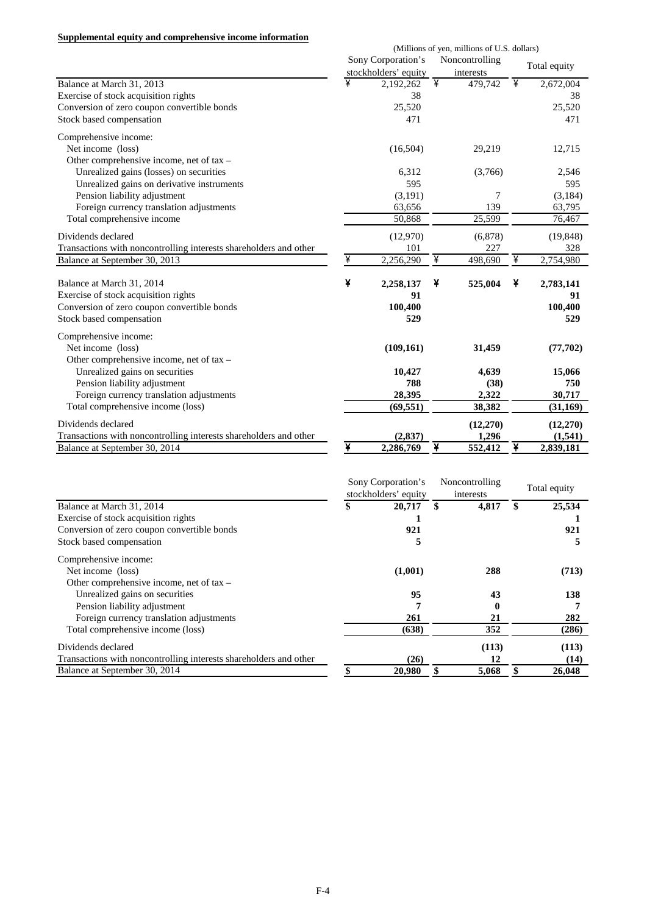**Supplemental equity and comprehensive income information**

(Millions of yen, millions of U.S. dollars)

| | Sony Corporation's stockholders' equity | Noncontrolling interests | Total equity |
|---|---|---|---|
| Balance at March 31, 2013 | ¥ 2,192,262 | ¥ 479,742 | ¥ 2,672,004 |
| Exercise of stock acquisition rights | 38 | | 38 |
| Conversion of zero coupon convertible bonds | 25,520 | | 25,520 |
| Stock based compensation | 471 | | 471 |
| Comprehensive income: | | | |
| Net income (loss) | (16,504) | 29,219 | 12,715 |
| Other comprehensive income, net of tax – | | | |
| Unrealized gains (losses) on securities | 6,312 | (3,766) | 2,546 |
| Unrealized gains on derivative instruments | 595 | | 595 |
| Pension liability adjustment | (3,191) | 7 | (3,184) |
| Foreign currency translation adjustments | 63,656 | 139 | 63,795 |
| Total comprehensive income | 50,868 | 25,599 | 76,467 |
| Dividends declared | (12,970) | (6,878) | (19,848) |
| Transactions with noncontrolling interests shareholders and other | 101 | 227 | 328 |
| Balance at September 30, 2013 | ¥ 2,256,290 | ¥ 498,690 | ¥ 2,754,980 |
| | | | |
| **Balance at March 31, 2014** | **¥ 2,258,137** | **¥ 525,004** | **¥ 2,783,141** |
| Exercise of stock acquisition rights | **91** | | **91** |
| Conversion of zero coupon convertible bonds | **100,400** | | **100,400** |
| Stock based compensation | **529** | | **529** |
| Comprehensive income: | | | |
| Net income (loss) | **(109,161)** | **31,459** | **(77,702)** |
| Other comprehensive income, net of tax – | | | |
| Unrealized gains on securities | **10,427** | **4,639** | **15,066** |
| Pension liability adjustment | **788** | **(38)** | **750** |
| Foreign currency translation adjustments | **28,395** | **2,322** | **30,717** |
| Total comprehensive income (loss) | **(69,551)** | **38,382** | **(31,169)** |
| Dividends declared | | **(12,270)** | **(12,270)** |
| Transactions with noncontrolling interests shareholders and other | **(2,837)** | **1,296** | **(1,541)** |
| Balance at September 30, 2014 | **¥ 2,286,769** | **¥ 552,412** | **¥ 2,839,181** |

| | Sony Corporation's stockholders' equity | Noncontrolling interests | Total equity |
|---|---|---|---|
| Balance at March 31, 2014 | **$ 20,717** | **$ 4,817** | **$ 25,534** |
| Exercise of stock acquisition rights | **1** | | **1** |
| Conversion of zero coupon convertible bonds | **921** | | **921** |
| Stock based compensation | **5** | | **5** |
| Comprehensive income: | | | |
| Net income (loss) | **(1,001)** | **288** | **(713)** |
| Other comprehensive income, net of tax – | | | |
| Unrealized gains on securities | **95** | **43** | **138** |
| Pension liability adjustment | **7** | **0** | **7** |
| Foreign currency translation adjustments | **261** | **21** | **282** |
| Total comprehensive income (loss) | **(638)** | **352** | **(286)** |
| Dividends declared | | **(113)** | **(113)** |
| Transactions with noncontrolling interests shareholders and other | **(26)** | **12** | **(14)** |
| Balance at September 30, 2014 | **$ 20,980** | **$ 5,068** | **$ 26,048** |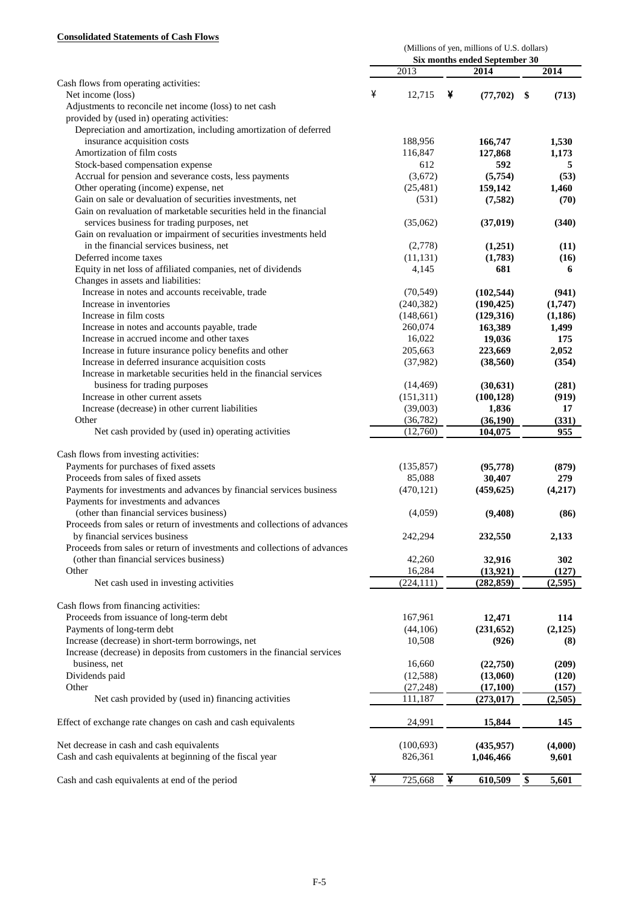**Consolidated Statements of Cash Flows**

| | (Millions of yen, millions of U.S. dollars) | | |
|---|---|---|---|
| | Six months ended September 30 | | |
| | 2013 | 2014 | 2014 |
| Cash flows from operating activities: | | | |
| Net income (loss) | ¥ 12,715 | ¥ **(77,702)** | $ **(713)** |
| Adjustments to reconcile net income (loss) to net cash provided by (used in) operating activities: | | | |
| Depreciation and amortization, including amortization of deferred insurance acquisition costs | 188,956 | **166,747** | **1,530** |
| Amortization of film costs | 116,847 | **127,868** | **1,173** |
| Stock-based compensation expense | 612 | **592** | **5** |
| Accrual for pension and severance costs, less payments | (3,672) | **(5,754)** | **(53)** |
| Other operating (income) expense, net | (25,481) | **159,142** | **1,460** |
| Gain on sale or devaluation of securities investments, net | (531) | **(7,582)** | **(70)** |
| Gain on revaluation of marketable securities held in the financial services business for trading purposes, net | (35,062) | **(37,019)** | **(340)** |
| Gain on revaluation or impairment of securities investments held in the financial services business, net | (2,778) | **(1,251)** | **(11)** |
| Deferred income taxes | (11,131) | **(1,783)** | **(16)** |
| Equity in net loss of affiliated companies, net of dividends | 4,145 | **681** | **6** |
| Changes in assets and liabilities: | | | |
| Increase in notes and accounts receivable, trade | (70,549) | **(102,544)** | **(941)** |
| Increase in inventories | (240,382) | **(190,425)** | **(1,747)** |
| Increase in film costs | (148,661) | **(129,316)** | **(1,186)** |
| Increase in notes and accounts payable, trade | 260,074 | **163,389** | **1,499** |
| Increase in accrued income and other taxes | 16,022 | **19,036** | **175** |
| Increase in future insurance policy benefits and other | 205,663 | **223,669** | **2,052** |
| Increase in deferred insurance acquisition costs | (37,982) | **(38,560)** | **(354)** |
| Increase in marketable securities held in the financial services business for trading purposes | (14,469) | **(30,631)** | **(281)** |
| Increase in other current assets | (151,311) | **(100,128)** | **(919)** |
| Increase (decrease) in other current liabilities | (39,003) | **1,836** | **17** |
| Other | (36,782) | **(36,190)** | **(331)** |
| Net cash provided by (used in) operating activities | (12,760) | **104,075** | **955** |
| Cash flows from investing activities: | | | |
| Payments for purchases of fixed assets | (135,857) | **(95,778)** | **(879)** |
| Proceeds from sales of fixed assets | 85,088 | **30,407** | **279** |
| Payments for investments and advances by financial services business | (470,121) | **(459,625)** | **(4,217)** |
| Payments for investments and advances (other than financial services business) | (4,059) | **(9,408)** | **(86)** |
| Proceeds from sales or return of investments and collections of advances by financial services business | 242,294 | **232,550** | **2,133** |
| Proceeds from sales or return of investments and collections of advances (other than financial services business) | 42,260 | **32,916** | **302** |
| Other | 16,284 | **(13,921)** | **(127)** |
| Net cash used in investing activities | (224,111) | **(282,859)** | **(2,595)** |
| Cash flows from financing activities: | | | |
| Proceeds from issuance of long-term debt | 167,961 | **12,471** | **114** |
| Payments of long-term debt | (44,106) | **(231,652)** | **(2,125)** |
| Increase (decrease) in short-term borrowings, net | 10,508 | **(926)** | **(8)** |
| Increase (decrease) in deposits from customers in the financial services business, net | 16,660 | **(22,750)** | **(209)** |
| Dividends paid | (12,588) | **(13,060)** | **(120)** |
| Other | (27,248) | **(17,100)** | **(157)** |
| Net cash provided by (used in) financing activities | 111,187 | **(273,017)** | **(2,505)** |
| Effect of exchange rate changes on cash and cash equivalents | 24,991 | **15,844** | **145** |
| Net decrease in cash and cash equivalents | (100,693) | **(435,957)** | **(4,000)** |
| Cash and cash equivalents at beginning of the fiscal year | 826,361 | **1,046,466** | **9,601** |
| Cash and cash equivalents at end of the period | ¥ 725,668 | ¥ **610,509** | $ **5,601** |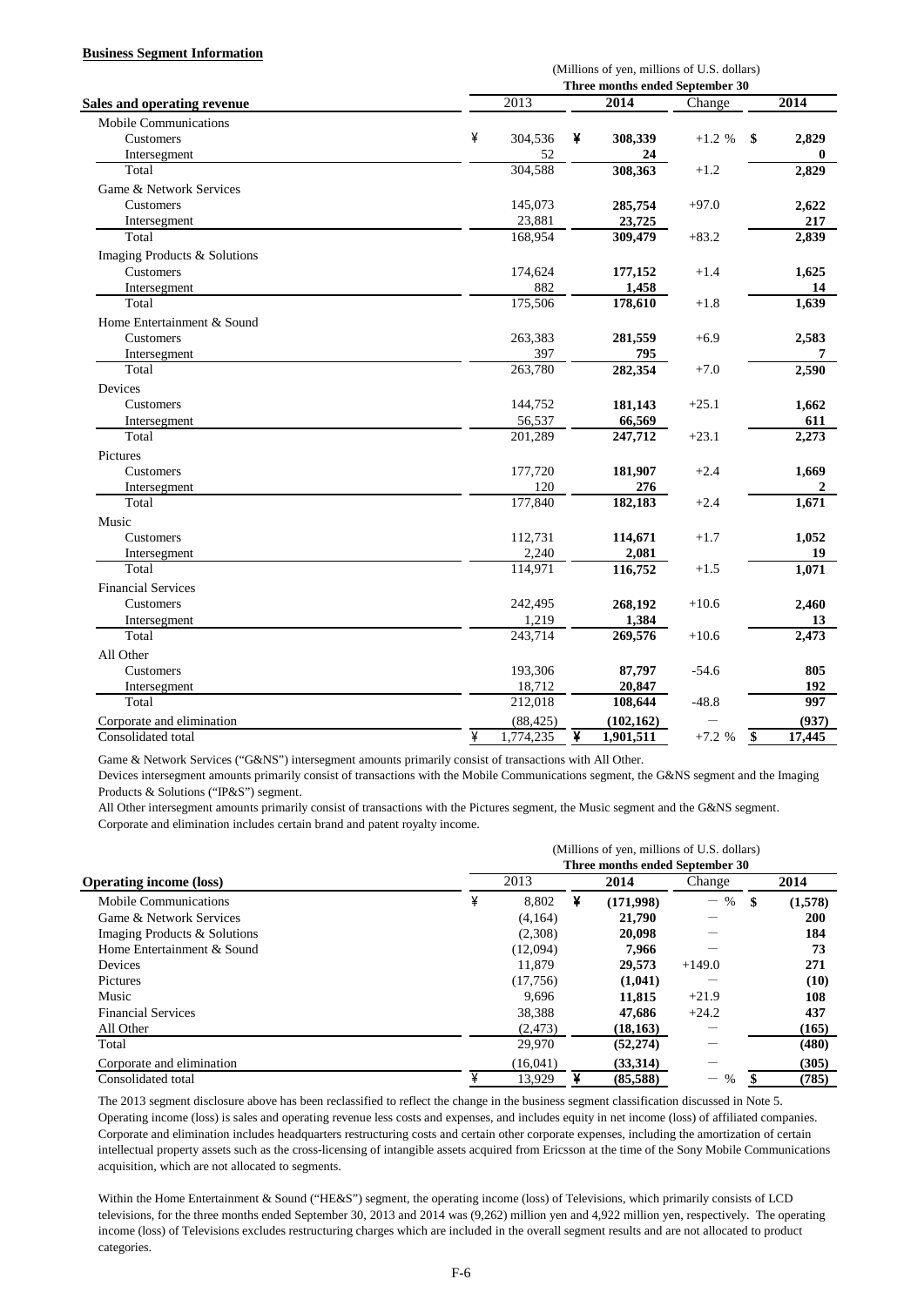**Business Segment Information**

| Sales and operating revenue | (Millions of yen, millions of U.S. dollars) Three months ended September 30 | | | |
|---|---|---|---|---|
| | 2013 | 2014 | Change | 2014 |
| Mobile Communications | | | | |
| Customers | ¥ 304,536 | ¥ 308,339 | +1.2 % | $ 2,829 |
| Intersegment | 52 | 24 | | 0 |
| Total | 304,588 | 308,363 | +1.2 | 2,829 |
| Game & Network Services | | | | |
| Customers | 145,073 | 285,754 | +97.0 | 2,622 |
| Intersegment | 23,881 | 23,725 | | 217 |
| Total | 168,954 | 309,479 | +83.2 | 2,839 |
| Imaging Products & Solutions | | | | |
| Customers | 174,624 | 177,152 | +1.4 | 1,625 |
| Intersegment | 882 | 1,458 | | 14 |
| Total | 175,506 | 178,610 | +1.8 | 1,639 |
| Home Entertainment & Sound | | | | |
| Customers | 263,383 | 281,559 | +6.9 | 2,583 |
| Intersegment | 397 | 795 | | 7 |
| Total | 263,780 | 282,354 | +7.0 | 2,590 |
| Devices | | | | |
| Customers | 144,752 | 181,143 | +25.1 | 1,662 |
| Intersegment | 56,537 | 66,569 | | 611 |
| Total | 201,289 | 247,712 | +23.1 | 2,273 |
| Pictures | | | | |
| Customers | 177,720 | 181,907 | +2.4 | 1,669 |
| Intersegment | 120 | 276 | | 2 |
| Total | 177,840 | 182,183 | +2.4 | 1,671 |
| Music | | | | |
| Customers | 112,731 | 114,671 | +1.7 | 1,052 |
| Intersegment | 2,240 | 2,081 | | 19 |
| Total | 114,971 | 116,752 | +1.5 | 1,071 |
| Financial Services | | | | |
| Customers | 242,495 | 268,192 | +10.6 | 2,460 |
| Intersegment | 1,219 | 1,384 | | 13 |
| Total | 243,714 | 269,576 | +10.6 | 2,473 |
| All Other | | | | |
| Customers | 193,306 | 87,797 | -54.6 | 805 |
| Intersegment | 18,712 | 20,847 | | 192 |
| Total | 212,018 | 108,644 | -48.8 | 997 |
| Corporate and elimination | (88,425) | (102,162) | − | (937) |
| Consolidated total | ¥ 1,774,235 | ¥ 1,901,511 | +7.2 % | $ 17,445 |

Game & Network Services ("G&NS") intersegment amounts primarily consist of transactions with All Other.

Devices intersegment amounts primarily consist of transactions with the Mobile Communications segment, the G&NS segment and the Imaging Products & Solutions ("IP&S") segment.

All Other intersegment amounts primarily consist of transactions with the Pictures segment, the Music segment and the G&NS segment.

Corporate and elimination includes certain brand and patent royalty income.

| Operating income (loss) | (Millions of yen, millions of U.S. dollars) Three months ended September 30 | | | |
|---|---|---|---|---|
| | 2013 | 2014 | Change | 2014 |
| Mobile Communications | ¥ 8,802 | ¥ (171,998) | − % | $ (1,578) |
| Game & Network Services | (4,164) | 21,790 | − | 200 |
| Imaging Products & Solutions | (2,308) | 20,098 | − | 184 |
| Home Entertainment & Sound | (12,094) | 7,966 | − | 73 |
| Devices | 11,879 | 29,573 | +149.0 | 271 |
| Pictures | (17,756) | (1,041) | − | (10) |
| Music | 9,696 | 11,815 | +21.9 | 108 |
| Financial Services | 38,388 | 47,686 | +24.2 | 437 |
| All Other | (2,473) | (18,163) | − | (165) |
| Total | 29,970 | (52,274) | − | (480) |
| Corporate and elimination | (16,041) | (33,314) | − | (305) |
| Consolidated total | ¥ 13,929 | ¥ (85,588) | − % | $ (785) |

The 2013 segment disclosure above has been reclassified to reflect the change in the business segment classification discussed in Note 5.

Operating income (loss) is sales and operating revenue less costs and expenses, and includes equity in net income (loss) of affiliated companies.

Corporate and elimination includes headquarters restructuring costs and certain other corporate expenses, including the amortization of certain intellectual property assets such as the cross-licensing of intangible assets acquired from Ericsson at the time of the Sony Mobile Communications acquisition, which are not allocated to segments.

Within the Home Entertainment & Sound ("HE&S") segment, the operating income (loss) of Televisions, which primarily consists of LCD televisions, for the three months ended September 30, 2013 and 2014 was (9,262) million yen and 4,922 million yen, respectively. The operating income (loss) of Televisions excludes restructuring charges which are included in the overall segment results and are not allocated to product categories.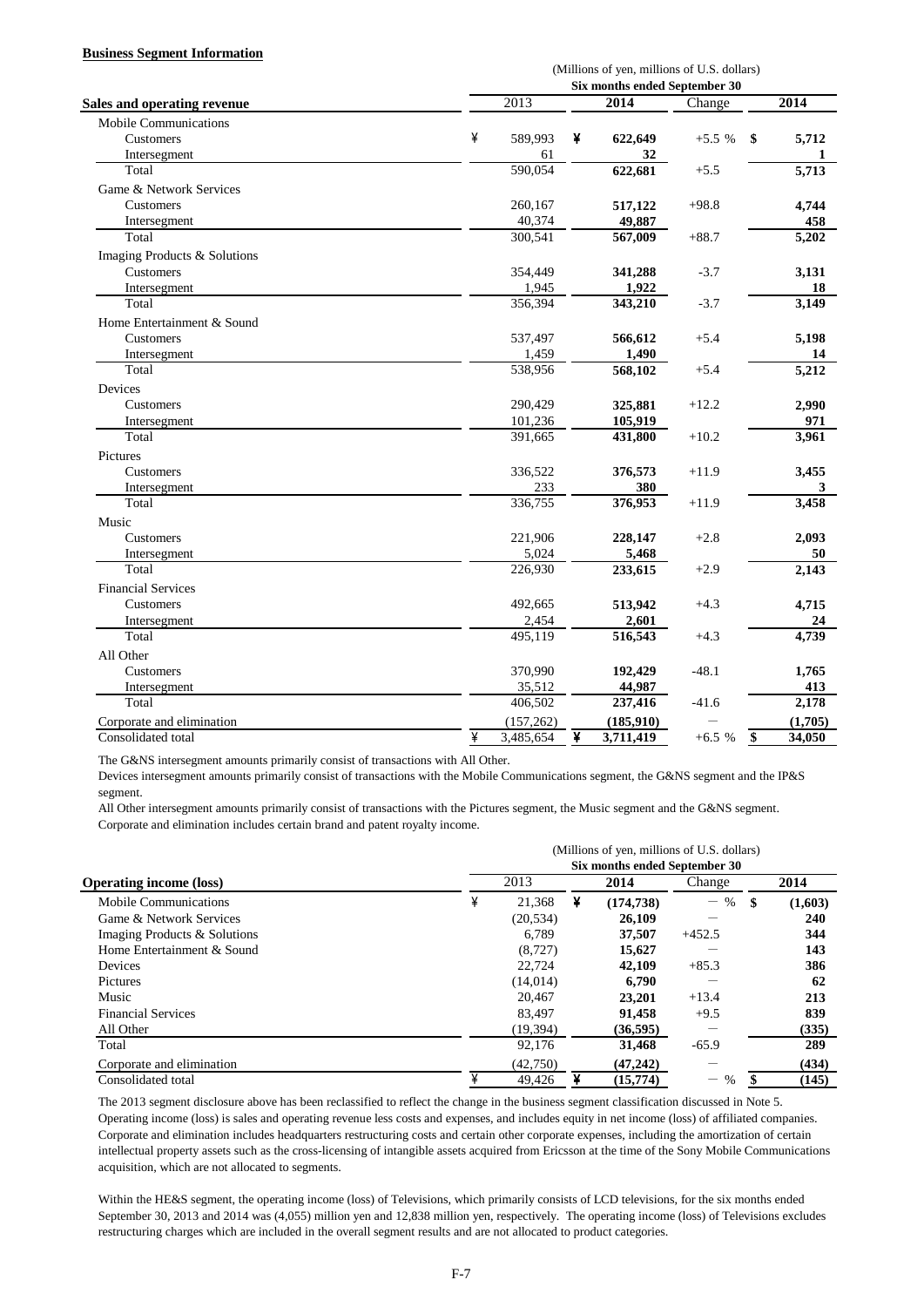**Business Segment Information**

| Sales and operating revenue | (Millions of yen, millions of U.S. dollars) Six months ended September 30 | | | |
|---|---|---|---|---|
| | 2013 | 2014 | Change | 2014 |
| Mobile Communications | | | | |
| Customers | ¥ 589,993 | ¥ 622,649 | +5.5 % | $ 5,712 |
| Intersegment | 61 | 32 | | 1 |
| Total | 590,054 | 622,681 | +5.5 | 5,713 |
| Game & Network Services | | | | |
| Customers | 260,167 | 517,122 | +98.8 | 4,744 |
| Intersegment | 40,374 | 49,887 | | 458 |
| Total | 300,541 | 567,009 | +88.7 | 5,202 |
| Imaging Products & Solutions | | | | |
| Customers | 354,449 | 341,288 | -3.7 | 3,131 |
| Intersegment | 1,945 | 1,922 | | 18 |
| Total | 356,394 | 343,210 | -3.7 | 3,149 |
| Home Entertainment & Sound | | | | |
| Customers | 537,497 | 566,612 | +5.4 | 5,198 |
| Intersegment | 1,459 | 1,490 | | 14 |
| Total | 538,956 | 568,102 | +5.4 | 5,212 |
| Devices | | | | |
| Customers | 290,429 | 325,881 | +12.2 | 2,990 |
| Intersegment | 101,236 | 105,919 | | 971 |
| Total | 391,665 | 431,800 | +10.2 | 3,961 |
| Pictures | | | | |
| Customers | 336,522 | 376,573 | +11.9 | 3,455 |
| Intersegment | 233 | 380 | | 3 |
| Total | 336,755 | 376,953 | +11.9 | 3,458 |
| Music | | | | |
| Customers | 221,906 | 228,147 | +2.8 | 2,093 |
| Intersegment | 5,024 | 5,468 | | 50 |
| Total | 226,930 | 233,615 | +2.9 | 2,143 |
| Financial Services | | | | |
| Customers | 492,665 | 513,942 | +4.3 | 4,715 |
| Intersegment | 2,454 | 2,601 | | 24 |
| Total | 495,119 | 516,543 | +4.3 | 4,739 |
| All Other | | | | |
| Customers | 370,990 | 192,429 | -48.1 | 1,765 |
| Intersegment | 35,512 | 44,987 | | 413 |
| Total | 406,502 | 237,416 | -41.6 | 2,178 |
| Corporate and elimination | (157,262) | (185,910) | — | (1,705) |
| Consolidated total | ¥ 3,485,654 | ¥ 3,711,419 | +6.5 % | $ 34,050 |

The G&NS intersegment amounts primarily consist of transactions with All Other.
Devices intersegment amounts primarily consist of transactions with the Mobile Communications segment, the G&NS segment and the IP&S segment.
All Other intersegment amounts primarily consist of transactions with the Pictures segment, the Music segment and the G&NS segment.
Corporate and elimination includes certain brand and patent royalty income.

| Operating income (loss) | (Millions of yen, millions of U.S. dollars) Six months ended September 30 | | | |
|---|---|---|---|---|
| | 2013 | 2014 | Change | 2014 |
| Mobile Communications | ¥ 21,368 | ¥ (174,738) | — % | $ (1,603) |
| Game & Network Services | (20,534) | 26,109 | — | 240 |
| Imaging Products & Solutions | 6,789 | 37,507 | +452.5 | 344 |
| Home Entertainment & Sound | (8,727) | 15,627 | — | 143 |
| Devices | 22,724 | 42,109 | +85.3 | 386 |
| Pictures | (14,014) | 6,790 | — | 62 |
| Music | 20,467 | 23,201 | +13.4 | 213 |
| Financial Services | 83,497 | 91,458 | +9.5 | 839 |
| All Other | (19,394) | (36,595) | — | (335) |
| Total | 92,176 | 31,468 | -65.9 | 289 |
| Corporate and elimination | (42,750) | (47,242) | — | (434) |
| Consolidated total | ¥ 49,426 | ¥ (15,774) | — % | $ (145) |

The 2013 segment disclosure above has been reclassified to reflect the change in the business segment classification discussed in Note 5.
Operating income (loss) is sales and operating revenue less costs and expenses, and includes equity in net income (loss) of affiliated companies.
Corporate and elimination includes headquarters restructuring costs and certain other corporate expenses, including the amortization of certain intellectual property assets such as the cross-licensing of intangible assets acquired from Ericsson at the time of the Sony Mobile Communications acquisition, which are not allocated to segments.

Within the HE&S segment, the operating income (loss) of Televisions, which primarily consists of LCD televisions, for the six months ended September 30, 2013 and 2014 was (4,055) million yen and 12,838 million yen, respectively. The operating income (loss) of Televisions excludes restructuring charges which are included in the overall segment results and are not allocated to product categories.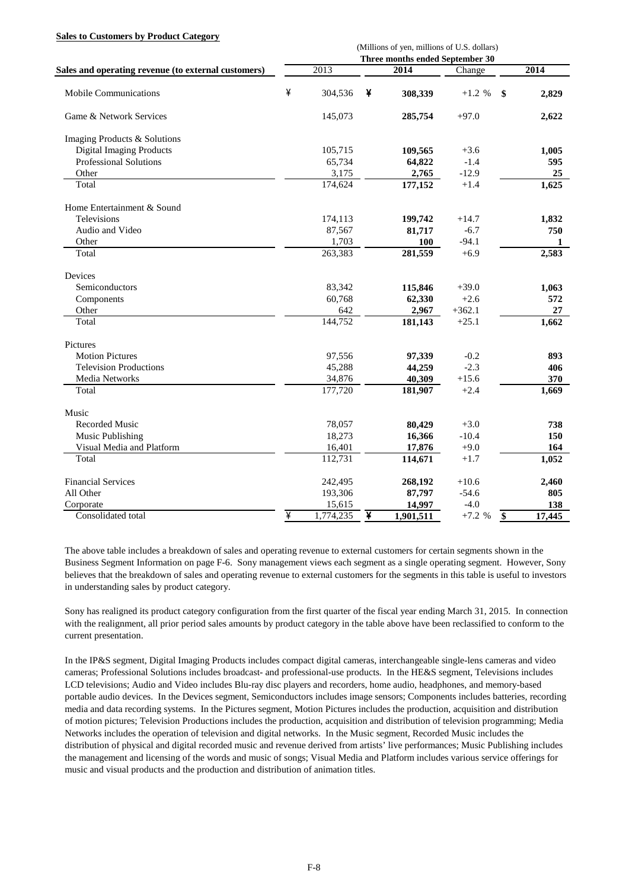**Sales to Customers by Product Category**

| Sales and operating revenue (to external customers) | (Millions of yen, millions of U.S. dollars) Three months ended September 30 | | | |
|---|---|---|---|---|
| | 2013 | 2014 | Change | 2014 |
| Mobile Communications | ¥ 304,536 | ¥ **308,339** | +1.2 % | $ **2,829** |
| Game & Network Services | 145,073 | **285,754** | +97.0 | **2,622** |
| Imaging Products & Solutions | | | | |
| Digital Imaging Products | 105,715 | **109,565** | +3.6 | **1,005** |
| Professional Solutions | 65,734 | **64,822** | -1.4 | **595** |
| Other | 3,175 | **2,765** | -12.9 | **25** |
| Total | 174,624 | **177,152** | +1.4 | **1,625** |
| Home Entertainment & Sound | | | | |
| Televisions | 174,113 | **199,742** | +14.7 | **1,832** |
| Audio and Video | 87,567 | **81,717** | -6.7 | **750** |
| Other | 1,703 | **100** | -94.1 | **1** |
| Total | 263,383 | **281,559** | +6.9 | **2,583** |
| Devices | | | | |
| Semiconductors | 83,342 | **115,846** | +39.0 | **1,063** |
| Components | 60,768 | **62,330** | +2.6 | **572** |
| Other | 642 | **2,967** | +362.1 | **27** |
| Total | 144,752 | **181,143** | +25.1 | **1,662** |
| Pictures | | | | |
| Motion Pictures | 97,556 | **97,339** | -0.2 | **893** |
| Television Productions | 45,288 | **44,259** | -2.3 | **406** |
| Media Networks | 34,876 | **40,309** | +15.6 | **370** |
| Total | 177,720 | **181,907** | +2.4 | **1,669** |
| Music | | | | |
| Recorded Music | 78,057 | **80,429** | +3.0 | **738** |
| Music Publishing | 18,273 | **16,366** | -10.4 | **150** |
| Visual Media and Platform | 16,401 | **17,876** | +9.0 | **164** |
| Total | 112,731 | **114,671** | +1.7 | **1,052** |
| Financial Services | 242,495 | **268,192** | +10.6 | **2,460** |
| All Other | 193,306 | **87,797** | -54.6 | **805** |
| Corporate | 15,615 | **14,997** | -4.0 | **138** |
| Consolidated total | ¥ 1,774,235 | ¥ **1,901,511** | +7.2 % | $ **17,445** |

The above table includes a breakdown of sales and operating revenue to external customers for certain segments shown in the Business Segment Information on page F-6. Sony management views each segment as a single operating segment. However, Sony believes that the breakdown of sales and operating revenue to external customers for the segments in this table is useful to investors in understanding sales by product category.

Sony has realigned its product category configuration from the first quarter of the fiscal year ending March 31, 2015. In connection with the realignment, all prior period sales amounts by product category in the table above have been reclassified to conform to the current presentation.

In the IP&S segment, Digital Imaging Products includes compact digital cameras, interchangeable single-lens cameras and video cameras; Professional Solutions includes broadcast- and professional-use products. In the HE&S segment, Televisions includes LCD televisions; Audio and Video includes Blu-ray disc players and recorders, home audio, headphones, and memory-based portable audio devices. In the Devices segment, Semiconductors includes image sensors; Components includes batteries, recording media and data recording systems. In the Pictures segment, Motion Pictures includes the production, acquisition and distribution of motion pictures; Television Productions includes the production, acquisition and distribution of television programming; Media Networks includes the operation of television and digital networks. In the Music segment, Recorded Music includes the distribution of physical and digital recorded music and revenue derived from artists' live performances; Music Publishing includes the management and licensing of the words and music of songs; Visual Media and Platform includes various service offerings for music and visual products and the production and distribution of animation titles.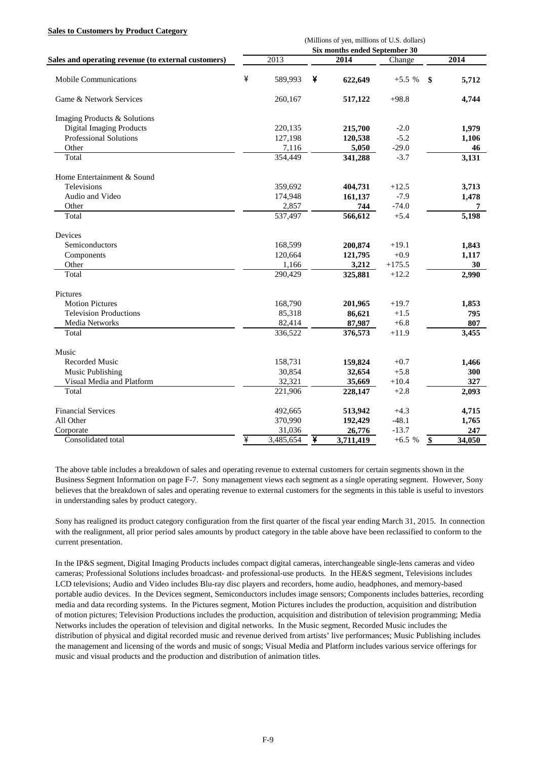**Sales to Customers by Product Category**

| | (Millions of yen, millions of U.S. dollars) | | | |
|---|---|---|---|---|
| | Six months ended September 30 | | | |
| **Sales and operating revenue (to external customers)** | 2013 | **2014** | Change | **2014** |
| Mobile Communications | ¥ 589,993 | ¥ **622,649** | +5.5 % | $ **5,712** |
| Game & Network Services | 260,167 | **517,122** | +98.8 | **4,744** |
| Imaging Products & Solutions | | | | |
| Digital Imaging Products | 220,135 | **215,700** | -2.0 | **1,979** |
| Professional Solutions | 127,198 | **120,538** | -5.2 | **1,106** |
| Other | 7,116 | **5,050** | -29.0 | **46** |
| Total | 354,449 | **341,288** | -3.7 | **3,131** |
| Home Entertainment & Sound | | | | |
| Televisions | 359,692 | **404,731** | +12.5 | **3,713** |
| Audio and Video | 174,948 | **161,137** | -7.9 | **1,478** |
| Other | 2,857 | **744** | -74.0 | **7** |
| Total | 537,497 | **566,612** | +5.4 | **5,198** |
| Devices | | | | |
| Semiconductors | 168,599 | **200,874** | +19.1 | **1,843** |
| Components | 120,664 | **121,795** | +0.9 | **1,117** |
| Other | 1,166 | **3,212** | +175.5 | **30** |
| Total | 290,429 | **325,881** | +12.2 | **2,990** |
| Pictures | | | | |
| Motion Pictures | 168,790 | **201,965** | +19.7 | **1,853** |
| Television Productions | 85,318 | **86,621** | +1.5 | **795** |
| Media Networks | 82,414 | **87,987** | +6.8 | **807** |
| Total | 336,522 | **376,573** | +11.9 | **3,455** |
| Music | | | | |
| Recorded Music | 158,731 | **159,824** | +0.7 | **1,466** |
| Music Publishing | 30,854 | **32,654** | +5.8 | **300** |
| Visual Media and Platform | 32,321 | **35,669** | +10.4 | **327** |
| Total | 221,906 | **228,147** | +2.8 | **2,093** |
| Financial Services | 492,665 | **513,942** | +4.3 | **4,715** |
| All Other | 370,990 | **192,429** | -48.1 | **1,765** |
| Corporate | 31,036 | **26,776** | -13.7 | **247** |
| Consolidated total | ¥ 3,485,654 | ¥ **3,711,419** | +6.5 % | $ **34,050** |

The above table includes a breakdown of sales and operating revenue to external customers for certain segments shown in the Business Segment Information on page F-7. Sony management views each segment as a single operating segment. However, Sony believes that the breakdown of sales and operating revenue to external customers for the segments in this table is useful to investors in understanding sales by product category.

Sony has realigned its product category configuration from the first quarter of the fiscal year ending March 31, 2015. In connection with the realignment, all prior period sales amounts by product category in the table above have been reclassified to conform to the current presentation.

In the IP&S segment, Digital Imaging Products includes compact digital cameras, interchangeable single-lens cameras and video cameras; Professional Solutions includes broadcast- and professional-use products. In the HE&S segment, Televisions includes LCD televisions; Audio and Video includes Blu-ray disc players and recorders, home audio, headphones, and memory-based portable audio devices. In the Devices segment, Semiconductors includes image sensors; Components includes batteries, recording media and data recording systems. In the Pictures segment, Motion Pictures includes the production, acquisition and distribution of motion pictures; Television Productions includes the production, acquisition and distribution of television programming; Media Networks includes the operation of television and digital networks. In the Music segment, Recorded Music includes the distribution of physical and digital recorded music and revenue derived from artists' live performances; Music Publishing includes the management and licensing of the words and music of songs; Visual Media and Platform includes various service offerings for music and visual products and the production and distribution of animation titles.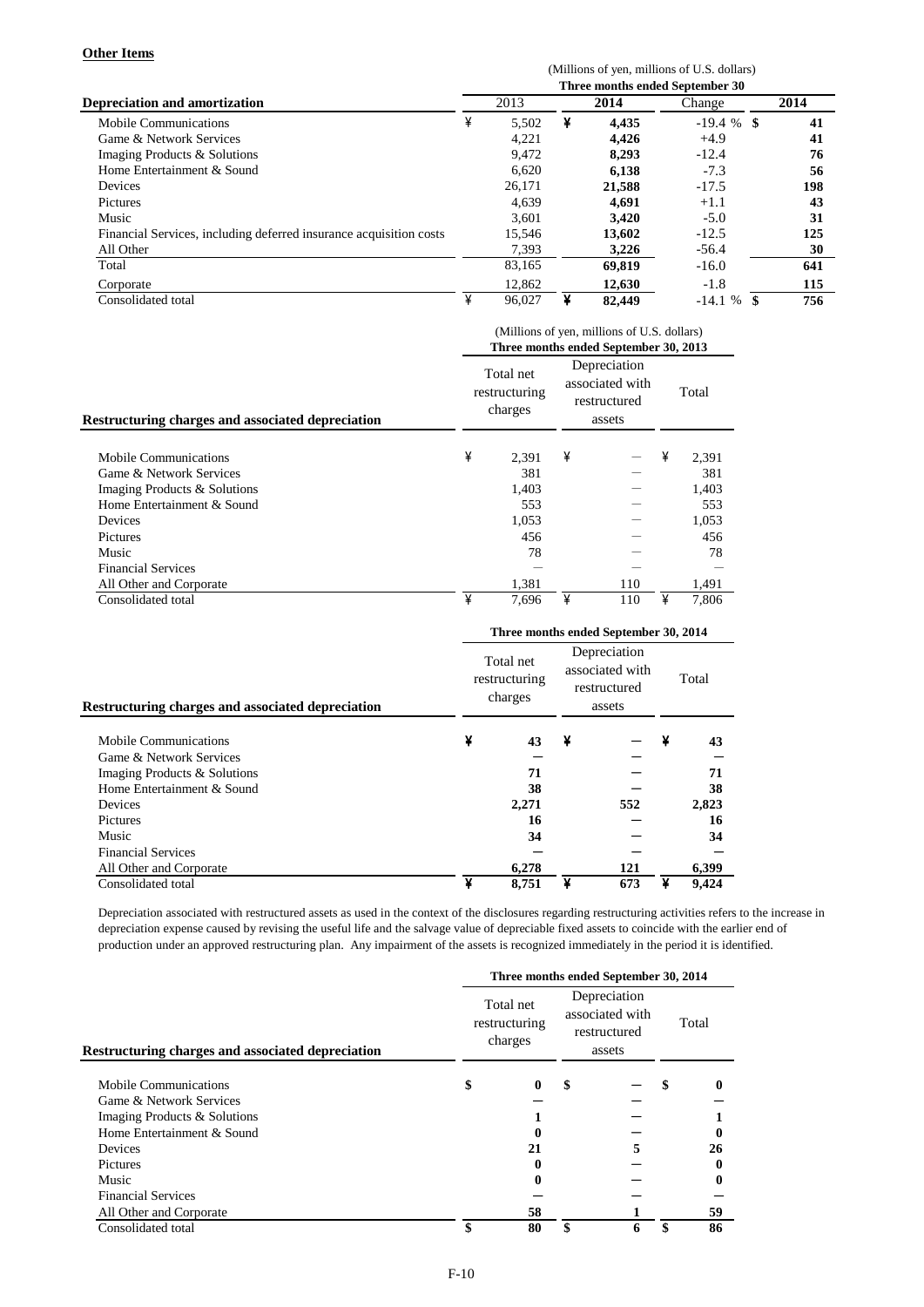**Other Items**

| | (Millions of yen, millions of U.S. dollars) | | | |
|---|---|---|---|---|
| | Three months ended September 30 | | | |
| **Depreciation and amortization** | 2013 | **2014** | Change | **2014** |
| Mobile Communications | ¥ 5,502 | **¥ 4,435** | -19.4 % | **$ 41** |
| Game & Network Services | 4,221 | **4,426** | +4.9 | **41** |
| Imaging Products & Solutions | 9,472 | **8,293** | -12.4 | **76** |
| Home Entertainment & Sound | 6,620 | **6,138** | -7.3 | **56** |
| Devices | 26,171 | **21,588** | -17.5 | **198** |
| Pictures | 4,639 | **4,691** | +1.1 | **43** |
| Music | 3,601 | **3,420** | -5.0 | **31** |
| Financial Services, including deferred insurance acquisition costs | 15,546 | **13,602** | -12.5 | **125** |
| All Other | 7,393 | **3,226** | -56.4 | **30** |
| Total | 83,165 | **69,819** | -16.0 | **641** |
| Corporate | 12,862 | **12,630** | -1.8 | **115** |
| Consolidated total | ¥ 96,027 | **¥ 82,449** | -14.1 % | **$ 756** |

| | (Millions of yen, millions of U.S. dollars) | | |
|---|---|---|---|
| | Three months ended September 30, 2013 | | |
| **Restructuring charges and associated depreciation** | Total net restructuring charges | Depreciation associated with restructured assets | Total |
| Mobile Communications | ¥ 2,391 | ¥ — | ¥ 2,391 |
| Game & Network Services | 381 | — | 381 |
| Imaging Products & Solutions | 1,403 | — | 1,403 |
| Home Entertainment & Sound | 553 | — | 553 |
| Devices | 1,053 | — | 1,053 |
| Pictures | 456 | — | 456 |
| Music | 78 | — | 78 |
| Financial Services | — | — | — |
| All Other and Corporate | 1,381 | 110 | 1,491 |
| Consolidated total | ¥ 7,696 | ¥ 110 | ¥ 7,806 |

| | Three months ended September 30, 2014 | | |
|---|---|---|---|
| **Restructuring charges and associated depreciation** | Total net restructuring charges | Depreciation associated with restructured assets | Total |
| Mobile Communications | **¥ 43** | **¥ —** | **¥ 43** |
| Game & Network Services | **—** | **—** | **—** |
| Imaging Products & Solutions | **71** | **—** | **71** |
| Home Entertainment & Sound | **38** | **—** | **38** |
| Devices | **2,271** | **552** | **2,823** |
| Pictures | **16** | **—** | **16** |
| Music | **34** | **—** | **34** |
| Financial Services | **—** | **—** | **—** |
| All Other and Corporate | **6,278** | **121** | **6,399** |
| Consolidated total | **¥ 8,751** | **¥ 673** | **¥ 9,424** |

Depreciation associated with restructured assets as used in the context of the disclosures regarding restructuring activities refers to the increase in depreciation expense caused by revising the useful life and the salvage value of depreciable fixed assets to coincide with the earlier end of production under an approved restructuring plan. Any impairment of the assets is recognized immediately in the period it is identified.

| | Three months ended September 30, 2014 | | |
|---|---|---|---|
| **Restructuring charges and associated depreciation** | Total net restructuring charges | Depreciation associated with restructured assets | Total |
| Mobile Communications | **$ 0** | **$ —** | **$ 0** |
| Game & Network Services | **—** | **—** | **—** |
| Imaging Products & Solutions | **1** | **—** | **1** |
| Home Entertainment & Sound | **0** | **—** | **0** |
| Devices | **21** | **5** | **26** |
| Pictures | **0** | **—** | **0** |
| Music | **0** | **—** | **0** |
| Financial Services | **—** | **—** | **—** |
| All Other and Corporate | **58** | **1** | **59** |
| Consolidated total | **$ 80** | **$ 6** | **$ 86** |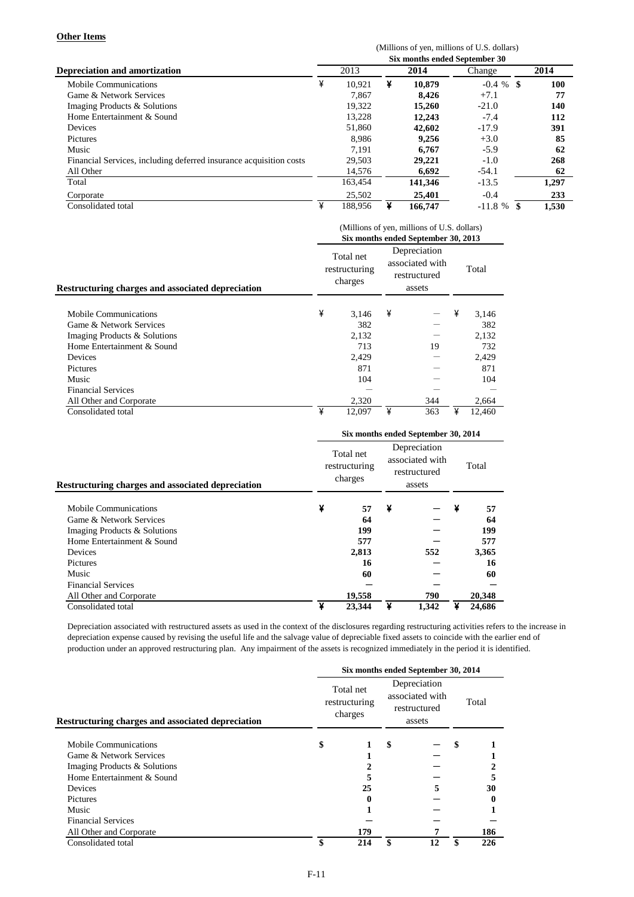**Other Items**

| Depreciation and amortization | (Millions of yen, millions of U.S. dollars) Six months ended September 30 | | | |
|---|---|---|---|---|
| | 2013 | **2014** | Change | **2014** |
| Mobile Communications | ¥ 10,921 | ¥ **10,879** | -0.4 % | $ **100** |
| Game & Network Services | 7,867 | **8,426** | +7.1 | **77** |
| Imaging Products & Solutions | 19,322 | **15,260** | -21.0 | **140** |
| Home Entertainment & Sound | 13,228 | **12,243** | -7.4 | **112** |
| Devices | 51,860 | **42,602** | -17.9 | **391** |
| Pictures | 8,986 | **9,256** | +3.0 | **85** |
| Music | 7,191 | **6,767** | -5.9 | **62** |
| Financial Services, including deferred insurance acquisition costs | 29,503 | **29,221** | -1.0 | **268** |
| All Other | 14,576 | **6,692** | -54.1 | **62** |
| Total | 163,454 | **141,346** | -13.5 | **1,297** |
| Corporate | 25,502 | **25,401** | -0.4 | **233** |
| Consolidated total | ¥ 188,956 | ¥ **166,747** | -11.8 % | $ **1,530** |

| Restructuring charges and associated depreciation | (Millions of yen, millions of U.S. dollars) Six months ended September 30, 2013 | | |
|---|---|---|---|
| | Total net restructuring charges | Depreciation associated with restructured assets | Total |
| Mobile Communications | ¥ 3,146 | ¥ — | ¥ 3,146 |
| Game & Network Services | 382 | — | 382 |
| Imaging Products & Solutions | 2,132 | — | 2,132 |
| Home Entertainment & Sound | 713 | 19 | 732 |
| Devices | 2,429 | — | 2,429 |
| Pictures | 871 | — | 871 |
| Music | 104 | — | 104 |
| Financial Services | — | — | — |
| All Other and Corporate | 2,320 | 344 | 2,664 |
| Consolidated total | ¥ 12,097 | ¥ 363 | ¥ 12,460 |

| Restructuring charges and associated depreciation | Six months ended September 30, 2014 | | |
|---|---|---|---|
| | Total net restructuring charges | Depreciation associated with restructured assets | Total |
| Mobile Communications | ¥ **57** | ¥ **—** | ¥ **57** |
| Game & Network Services | **64** | **—** | **64** |
| Imaging Products & Solutions | **199** | **—** | **199** |
| Home Entertainment & Sound | **577** | **—** | **577** |
| Devices | **2,813** | **552** | **3,365** |
| Pictures | **16** | **—** | **16** |
| Music | **60** | **—** | **60** |
| Financial Services | **—** | **—** | **—** |
| All Other and Corporate | **19,558** | **790** | **20,348** |
| Consolidated total | ¥ **23,344** | ¥ **1,342** | ¥ **24,686** |

Depreciation associated with restructured assets as used in the context of the disclosures regarding restructuring activities refers to the increase in depreciation expense caused by revising the useful life and the salvage value of depreciable fixed assets to coincide with the earlier end of production under an approved restructuring plan. Any impairment of the assets is recognized immediately in the period it is identified.

| Restructuring charges and associated depreciation | Six months ended September 30, 2014 | | |
|---|---|---|---|
| | Total net restructuring charges | Depreciation associated with restructured assets | Total |
| Mobile Communications | $ **1** | $ **—** | $ **1** |
| Game & Network Services | **1** | **—** | **1** |
| Imaging Products & Solutions | **2** | **—** | **2** |
| Home Entertainment & Sound | **5** | **—** | **5** |
| Devices | **25** | **5** | **30** |
| Pictures | **0** | **—** | **0** |
| Music | **1** | **—** | **1** |
| Financial Services | **—** | **—** | **—** |
| All Other and Corporate | **179** | **7** | **186** |
| Consolidated total | $ **214** | $ **12** | $ **226** |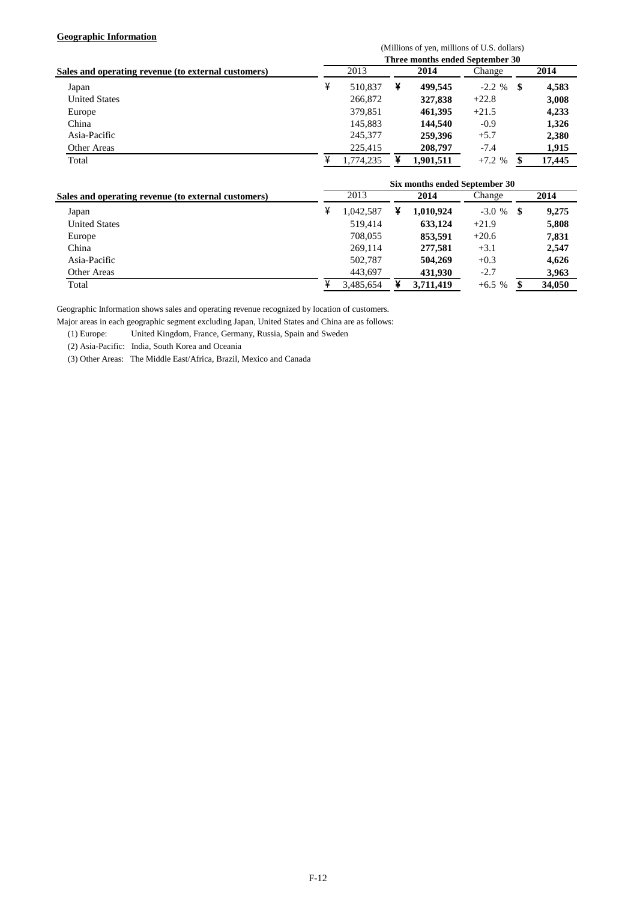**Geographic Information**

(Millions of yen, millions of U.S. dollars)

| Sales and operating revenue (to external customers) | Three months ended September 30 | | | |
|---|---|---|---|---|
| | 2013 | **2014** | Change | **2014** |
| Japan | ¥ 510,837 | ¥ **499,545** | -2.2 % | $ **4,583** |
| United States | 266,872 | **327,838** | +22.8 | **3,008** |
| Europe | 379,851 | **461,395** | +21.5 | **4,233** |
| China | 145,883 | **144,540** | -0.9 | **1,326** |
| Asia-Pacific | 245,377 | **259,396** | +5.7 | **2,380** |
| Other Areas | 225,415 | **208,797** | -7.4 | **1,915** |
| Total | ¥ 1,774,235 | ¥ **1,901,511** | +7.2 % | $ **17,445** |

| Sales and operating revenue (to external customers) | Six months ended September 30 | | | |
|---|---|---|---|---|
| | 2013 | **2014** | Change | **2014** |
| Japan | ¥ 1,042,587 | ¥ **1,010,924** | -3.0 % | $ **9,275** |
| United States | 519,414 | **633,124** | +21.9 | **5,808** |
| Europe | 708,055 | **853,591** | +20.6 | **7,831** |
| China | 269,114 | **277,581** | +3.1 | **2,547** |
| Asia-Pacific | 502,787 | **504,269** | +0.3 | **4,626** |
| Other Areas | 443,697 | **431,930** | -2.7 | **3,963** |
| Total | ¥ 3,485,654 | ¥ **3,711,419** | +6.5 % | $ **34,050** |

Geographic Information shows sales and operating revenue recognized by location of customers.

Major areas in each geographic segment excluding Japan, United States and China are as follows:

(1) Europe: United Kingdom, France, Germany, Russia, Spain and Sweden

(2) Asia-Pacific: India, South Korea and Oceania

(3) Other Areas: The Middle East/Africa, Brazil, Mexico and Canada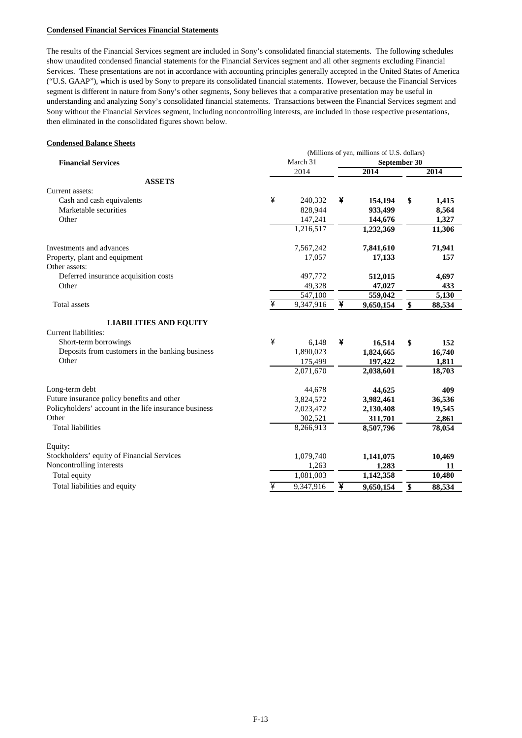**Condensed Financial Services Financial Statements**

The results of the Financial Services segment are included in Sony's consolidated financial statements. The following schedules show unaudited condensed financial statements for the Financial Services segment and all other segments excluding Financial Services. These presentations are not in accordance with accounting principles generally accepted in the United States of America ("U.S. GAAP"), which is used by Sony to prepare its consolidated financial statements. However, because the Financial Services segment is different in nature from Sony's other segments, Sony believes that a comparative presentation may be useful in understanding and analyzing Sony's consolidated financial statements. Transactions between the Financial Services segment and Sony without the Financial Services segment, including noncontrolling interests, are included in those respective presentations, then eliminated in the consolidated figures shown below.

**Condensed Balance Sheets**

| | (Millions of yen, millions of U.S. dollars) | | |
|---|---|---|---|
| **Financial Services** | March 31 | **September 30** | |
| | 2014 | **2014** | **2014** |
| **ASSETS** | | | |
| Current assets: | | | |
| Cash and cash equivalents | ¥ 240,332 | ¥ **154,194** | $ **1,415** |
| Marketable securities | 828,944 | **933,499** | **8,564** |
| Other | 147,241 | **144,676** | **1,327** |
| | 1,216,517 | **1,232,369** | **11,306** |
| Investments and advances | 7,567,242 | **7,841,610** | **71,941** |
| Property, plant and equipment | 17,057 | **17,133** | **157** |
| Other assets: | | | |
| Deferred insurance acquisition costs | 497,772 | **512,015** | **4,697** |
| Other | 49,328 | **47,027** | **433** |
| | 547,100 | **559,042** | **5,130** |
| Total assets | ¥ 9,347,916 | ¥ **9,650,154** | $ **88,534** |
| **LIABILITIES AND EQUITY** | | | |
| Current liabilities: | | | |
| Short-term borrowings | ¥ 6,148 | ¥ **16,514** | $ **152** |
| Deposits from customers in the banking business | 1,890,023 | **1,824,665** | **16,740** |
| Other | 175,499 | **197,422** | **1,811** |
| | 2,071,670 | **2,038,601** | **18,703** |
| Long-term debt | 44,678 | **44,625** | **409** |
| Future insurance policy benefits and other | 3,824,572 | **3,982,461** | **36,536** |
| Policyholders' account in the life insurance business | 2,023,472 | **2,130,408** | **19,545** |
| Other | 302,521 | **311,701** | **2,861** |
| Total liabilities | 8,266,913 | **8,507,796** | **78,054** |
| Equity: | | | |
| Stockholders' equity of Financial Services | 1,079,740 | **1,141,075** | **10,469** |
| Noncontrolling interests | 1,263 | **1,283** | **11** |
| Total equity | 1,081,003 | **1,142,358** | **10,480** |
| Total liabilities and equity | ¥ 9,347,916 | ¥ **9,650,154** | $ **88,534** |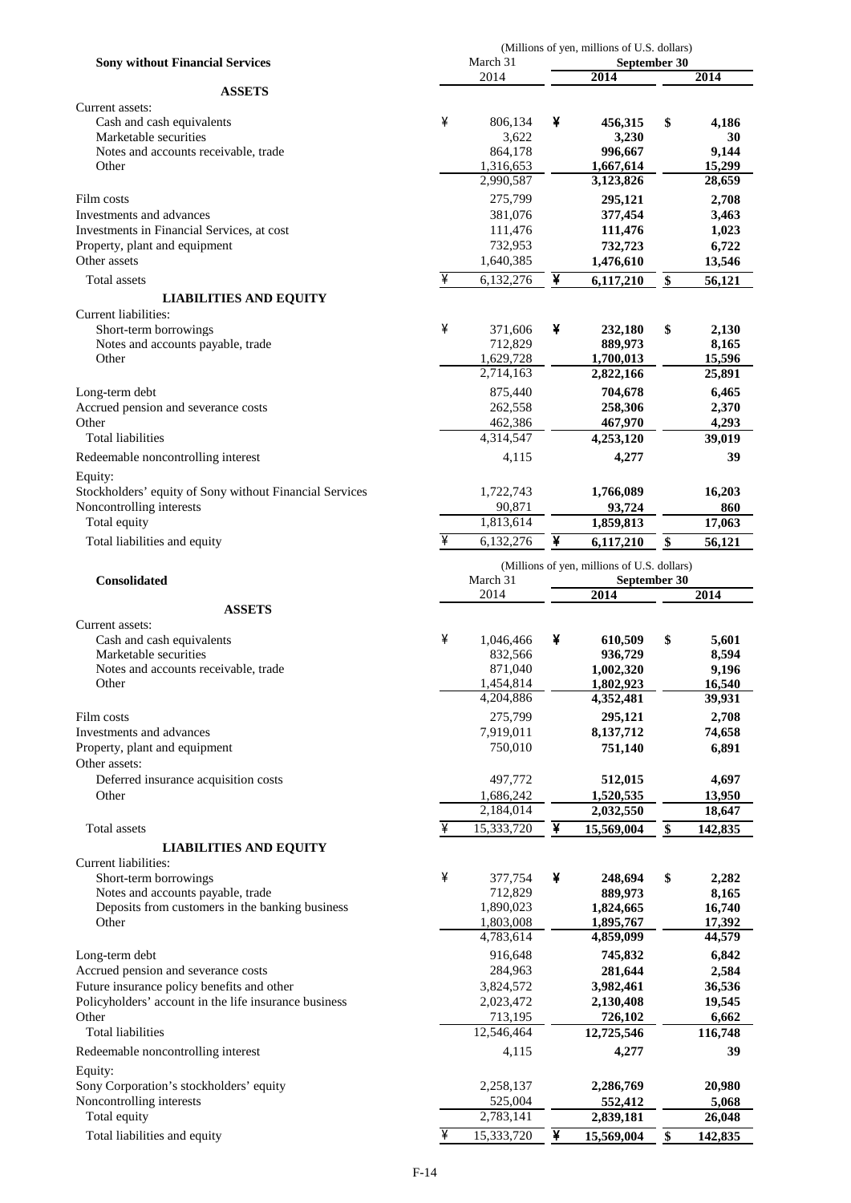| **Sony without Financial Services** | (Millions of yen, millions of U.S. dollars) | | |
|---|---|---|---|
| | March 31 | September 30 | |
| | 2014 | **2014** | **2014** |
| **ASSETS** | | | |
| Current assets: | | | |
| Cash and cash equivalents | ¥ 806,134 | ¥ **456,315** | $ **4,186** |
| Marketable securities | 3,622 | **3,230** | **30** |
| Notes and accounts receivable, trade | 864,178 | **996,667** | **9,144** |
| Other | 1,316,653 | **1,667,614** | **15,299** |
| | 2,990,587 | **3,123,826** | **28,659** |
| Film costs | 275,799 | **295,121** | **2,708** |
| Investments and advances | 381,076 | **377,454** | **3,463** |
| Investments in Financial Services, at cost | 111,476 | **111,476** | **1,023** |
| Property, plant and equipment | 732,953 | **732,723** | **6,722** |
| Other assets | 1,640,385 | **1,476,610** | **13,546** |
| Total assets | ¥ 6,132,276 | ¥ **6,117,210** | $ **56,121** |
| **LIABILITIES AND EQUITY** | | | |
| Current liabilities: | | | |
| Short-term borrowings | ¥ 371,606 | ¥ **232,180** | $ **2,130** |
| Notes and accounts payable, trade | 712,829 | **889,973** | **8,165** |
| Other | 1,629,728 | **1,700,013** | **15,596** |
| | 2,714,163 | **2,822,166** | **25,891** |
| Long-term debt | 875,440 | **704,678** | **6,465** |
| Accrued pension and severance costs | 262,558 | **258,306** | **2,370** |
| Other | 462,386 | **467,970** | **4,293** |
| Total liabilities | 4,314,547 | **4,253,120** | **39,019** |
| Redeemable noncontrolling interest | 4,115 | **4,277** | **39** |
| Equity: | | | |
| Stockholders' equity of Sony without Financial Services | 1,722,743 | **1,766,089** | **16,203** |
| Noncontrolling interests | 90,871 | **93,724** | **860** |
| Total equity | 1,813,614 | **1,859,813** | **17,063** |
| Total liabilities and equity | ¥ 6,132,276 | ¥ **6,117,210** | $ **56,121** |

| **Consolidated** | (Millions of yen, millions of U.S. dollars) | | |
|---|---|---|---|
| | March 31 | September 30 | |
| | 2014 | **2014** | **2014** |
| **ASSETS** | | | |
| Current assets: | | | |
| Cash and cash equivalents | ¥ 1,046,466 | ¥ **610,509** | $ **5,601** |
| Marketable securities | 832,566 | **936,729** | **8,594** |
| Notes and accounts receivable, trade | 871,040 | **1,002,320** | **9,196** |
| Other | 1,454,814 | **1,802,923** | **16,540** |
| | 4,204,886 | **4,352,481** | **39,931** |
| Film costs | 275,799 | **295,121** | **2,708** |
| Investments and advances | 7,919,011 | **8,137,712** | **74,658** |
| Property, plant and equipment | 750,010 | **751,140** | **6,891** |
| Other assets: | | | |
| Deferred insurance acquisition costs | 497,772 | **512,015** | **4,697** |
| Other | 1,686,242 | **1,520,535** | **13,950** |
| | 2,184,014 | **2,032,550** | **18,647** |
| Total assets | ¥ 15,333,720 | ¥ **15,569,004** | $ **142,835** |
| **LIABILITIES AND EQUITY** | | | |
| Current liabilities: | | | |
| Short-term borrowings | ¥ 377,754 | ¥ **248,694** | $ **2,282** |
| Notes and accounts payable, trade | 712,829 | **889,973** | **8,165** |
| Deposits from customers in the banking business | 1,890,023 | **1,824,665** | **16,740** |
| Other | 1,803,008 | **1,895,767** | **17,392** |
| | 4,783,614 | **4,859,099** | **44,579** |
| Long-term debt | 916,648 | **745,832** | **6,842** |
| Accrued pension and severance costs | 284,963 | **281,644** | **2,584** |
| Future insurance policy benefits and other | 3,824,572 | **3,982,461** | **36,536** |
| Policyholders' account in the life insurance business | 2,023,472 | **2,130,408** | **19,545** |
| Other | 713,195 | **726,102** | **6,662** |
| Total liabilities | 12,546,464 | **12,725,546** | **116,748** |
| Redeemable noncontrolling interest | 4,115 | **4,277** | **39** |
| Equity: | | | |
| Sony Corporation's stockholders' equity | 2,258,137 | **2,286,769** | **20,980** |
| Noncontrolling interests | 525,004 | **552,412** | **5,068** |
| Total equity | 2,783,141 | **2,839,181** | **26,048** |
| Total liabilities and equity | ¥ 15,333,720 | ¥ **15,569,004** | $ **142,835** |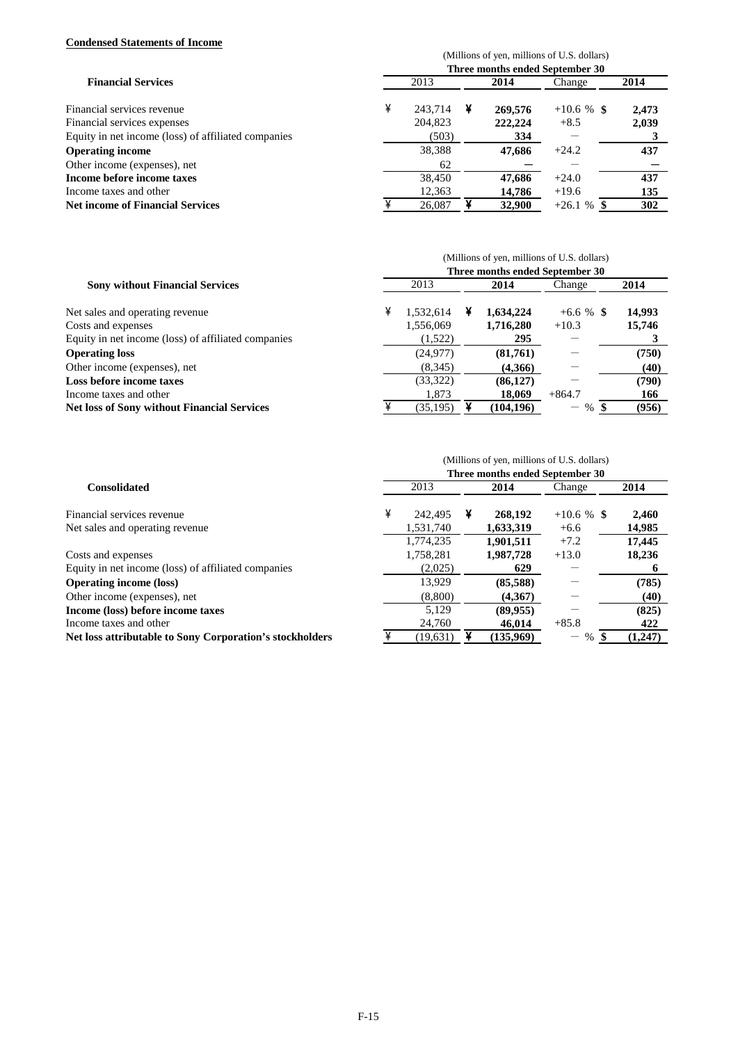**Condensed Statements of Income**

| Financial Services | (Millions of yen, millions of U.S. dollars) Three months ended September 30 | | | |
|---|---|---|---|---|
| | 2013 | 2014 | Change | 2014 |
| Financial services revenue | ¥ 243,714 | ¥ 269,576 | +10.6 % | $ 2,473 |
| Financial services expenses | 204,823 | 222,224 | +8.5 | 2,039 |
| Equity in net income (loss) of affiliated companies | (503) | 334 | − | 3 |
| **Operating income** | 38,388 | 47,686 | +24.2 | 437 |
| Other income (expenses), net | 62 | − | − | − |
| **Income before income taxes** | 38,450 | 47,686 | +24.0 | 437 |
| Income taxes and other | 12,363 | 14,786 | +19.6 | 135 |
| **Net income of Financial Services** | ¥ 26,087 | ¥ 32,900 | +26.1 % | $ 302 |

| Sony without Financial Services | (Millions of yen, millions of U.S. dollars) Three months ended September 30 | | | |
|---|---|---|---|---|
| | 2013 | 2014 | Change | 2014 |
| Net sales and operating revenue | ¥ 1,532,614 | ¥ 1,634,224 | +6.6 % | $ 14,993 |
| Costs and expenses | 1,556,069 | 1,716,280 | +10.3 | 15,746 |
| Equity in net income (loss) of affiliated companies | (1,522) | 295 | − | 3 |
| **Operating loss** | (24,977) | (81,761) | − | (750) |
| Other income (expenses), net | (8,345) | (4,366) | − | (40) |
| **Loss before income taxes** | (33,322) | (86,127) | − | (790) |
| Income taxes and other | 1,873 | 18,069 | +864.7 | 166 |
| **Net loss of Sony without Financial Services** | ¥ (35,195) | ¥ (104,196) | − % | $ (956) |

| Consolidated | (Millions of yen, millions of U.S. dollars) Three months ended September 30 | | | |
|---|---|---|---|---|
| | 2013 | 2014 | Change | 2014 |
| Financial services revenue | ¥ 242,495 | ¥ 268,192 | +10.6 % | $ 2,460 |
| Net sales and operating revenue | 1,531,740 | 1,633,319 | +6.6 | 14,985 |
| | 1,774,235 | 1,901,511 | +7.2 | 17,445 |
| Costs and expenses | 1,758,281 | 1,987,728 | +13.0 | 18,236 |
| Equity in net income (loss) of affiliated companies | (2,025) | 629 | − | 6 |
| **Operating income (loss)** | 13,929 | (85,588) | − | (785) |
| Other income (expenses), net | (8,800) | (4,367) | − | (40) |
| **Income (loss) before income taxes** | 5,129 | (89,955) | − | (825) |
| Income taxes and other | 24,760 | 46,014 | +85.8 | 422 |
| **Net loss attributable to Sony Corporation's stockholders** | ¥ (19,631) | ¥ (135,969) | − % | $ (1,247) |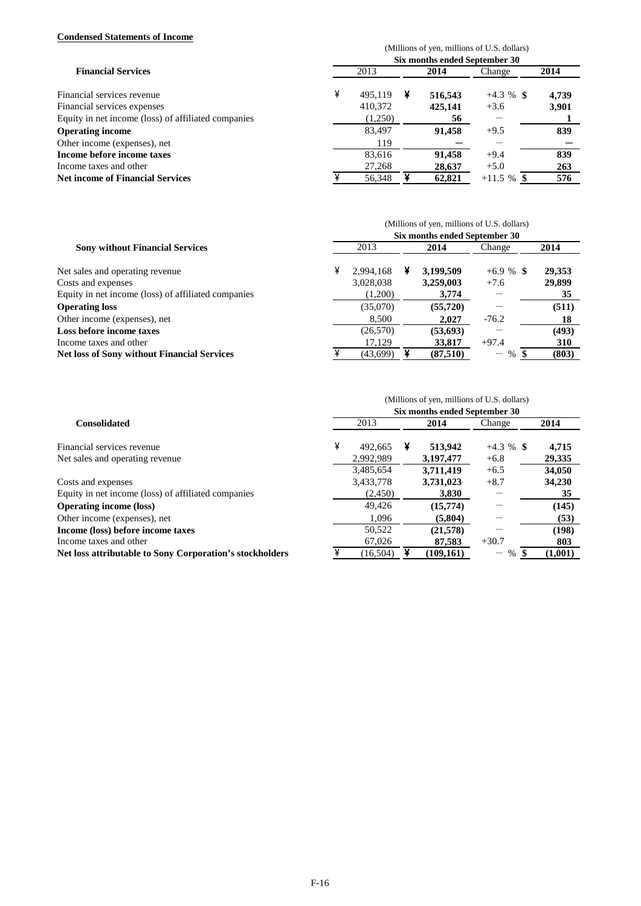**Condensed Statements of Income**

| Financial Services | 2013 | 2014 | Change | 2014 |
|---|---|---|---|---|
| | (Millions of yen, millions of U.S. dollars) Six months ended September 30 | | | |
| Financial services revenue | ¥ 495,119 | ¥ **516,543** | +4.3 % | $ **4,739** |
| Financial services expenses | 410,372 | **425,141** | +3.6 | **3,901** |
| Equity in net income (loss) of affiliated companies | (1,250) | **56** | − | **1** |
| **Operating income** | 83,497 | **91,458** | +9.5 | **839** |
| Other income (expenses), net | 119 | **—** | − | **—** |
| **Income before income taxes** | 83,616 | **91,458** | +9.4 | **839** |
| Income taxes and other | 27,268 | **28,637** | +5.0 | **263** |
| **Net income of Financial Services** | ¥ 56,348 | ¥ **62,821** | +11.5 % | $ **576** |

| Sony without Financial Services | 2013 | 2014 | Change | 2014 |
|---|---|---|---|---|
| | (Millions of yen, millions of U.S. dollars) Six months ended September 30 | | | |
| Net sales and operating revenue | ¥ 2,994,168 | ¥ **3,199,509** | +6.9 % | $ **29,353** |
| Costs and expenses | 3,028,038 | **3,259,003** | +7.6 | **29,899** |
| Equity in net income (loss) of affiliated companies | (1,200) | **3,774** | − | **35** |
| **Operating loss** | (35,070) | **(55,720)** | − | **(511)** |
| Other income (expenses), net | 8,500 | **2,027** | -76.2 | **18** |
| **Loss before income taxes** | (26,570) | **(53,693)** | − | **(493)** |
| Income taxes and other | 17,129 | **33,817** | +97.4 | **310** |
| **Net loss of Sony without Financial Services** | ¥ (43,699) | ¥ **(87,510)** | − % | $ **(803)** |

| Consolidated | 2013 | 2014 | Change | 2014 |
|---|---|---|---|---|
| | (Millions of yen, millions of U.S. dollars) Six months ended September 30 | | | |
| Financial services revenue | ¥ 492,665 | ¥ **513,942** | +4.3 % | $ **4,715** |
| Net sales and operating revenue | 2,992,989 | **3,197,477** | +6.8 | **29,335** |
| | 3,485,654 | **3,711,419** | +6.5 | **34,050** |
| Costs and expenses | 3,433,778 | **3,731,023** | +8.7 | **34,230** |
| Equity in net income (loss) of affiliated companies | (2,450) | **3,830** | − | **35** |
| **Operating income (loss)** | 49,426 | **(15,774)** | − | **(145)** |
| Other income (expenses), net | 1,096 | **(5,804)** | − | **(53)** |
| **Income (loss) before income taxes** | 50,522 | **(21,578)** | − | **(198)** |
| Income taxes and other | 67,026 | **87,583** | +30.7 | **803** |
| **Net loss attributable to Sony Corporation's stockholders** | ¥ (16,504) | ¥ **(109,161)** | − % | $ **(1,001)** |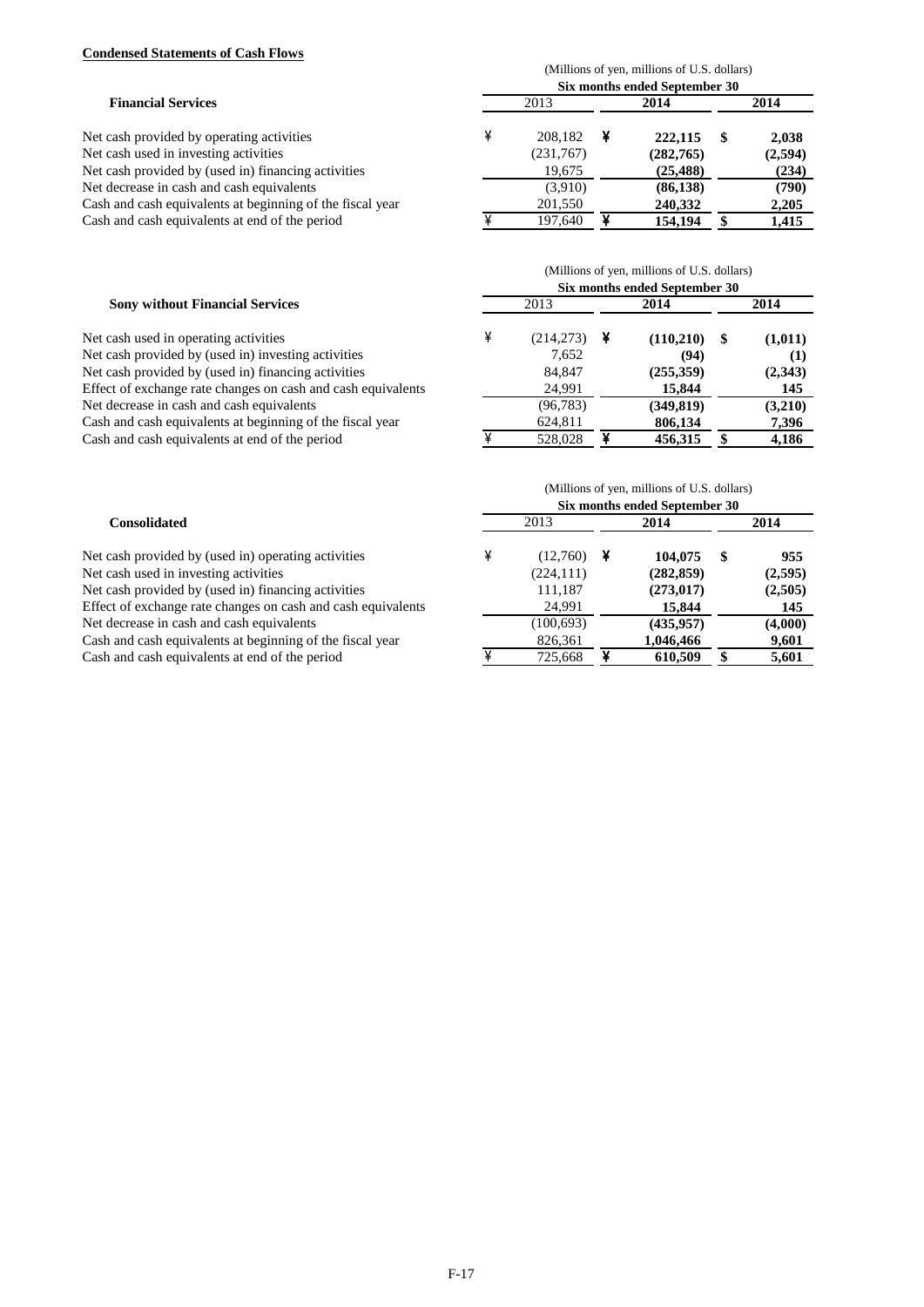**Condensed Statements of Cash Flows**

| Financial Services | | (Millions of yen, millions of U.S. dollars) Six months ended September 30 | | |
|---|---|---|---|---|
| | | 2013 | 2014 | 2014 |
| Net cash provided by operating activities | ¥ | 208,182 | ¥ **222,115** | $ **2,038** |
| Net cash used in investing activities | | (231,767) | **(282,765)** | **(2,594)** |
| Net cash provided by (used in) financing activities | | 19,675 | **(25,488)** | **(234)** |
| Net decrease in cash and cash equivalents | | (3,910) | **(86,138)** | **(790)** |
| Cash and cash equivalents at beginning of the fiscal year | | 201,550 | **240,332** | **2,205** |
| Cash and cash equivalents at end of the period | ¥ | 197,640 | ¥ **154,194** | $ **1,415** |

| Sony without Financial Services | | (Millions of yen, millions of U.S. dollars) Six months ended September 30 | | |
|---|---|---|---|---|
| | | 2013 | 2014 | 2014 |
| Net cash used in operating activities | ¥ | (214,273) | ¥ **(110,210)** | $ **(1,011)** |
| Net cash provided by (used in) investing activities | | 7,652 | **(94)** | **(1)** |
| Net cash provided by (used in) financing activities | | 84,847 | **(255,359)** | **(2,343)** |
| Effect of exchange rate changes on cash and cash equivalents | | 24,991 | **15,844** | **145** |
| Net decrease in cash and cash equivalents | | (96,783) | **(349,819)** | **(3,210)** |
| Cash and cash equivalents at beginning of the fiscal year | | 624,811 | **806,134** | **7,396** |
| Cash and cash equivalents at end of the period | ¥ | 528,028 | ¥ **456,315** | $ **4,186** |

| Consolidated | | (Millions of yen, millions of U.S. dollars) Six months ended September 30 | | |
|---|---|---|---|---|
| | | 2013 | 2014 | 2014 |
| Net cash provided by (used in) operating activities | ¥ | (12,760) | ¥ **104,075** | $ **955** |
| Net cash used in investing activities | | (224,111) | **(282,859)** | **(2,595)** |
| Net cash provided by (used in) financing activities | | 111,187 | **(273,017)** | **(2,505)** |
| Effect of exchange rate changes on cash and cash equivalents | | 24,991 | **15,844** | **145** |
| Net decrease in cash and cash equivalents | | (100,693) | **(435,957)** | **(4,000)** |
| Cash and cash equivalents at beginning of the fiscal year | | 826,361 | **1,046,466** | **9,601** |
| Cash and cash equivalents at end of the period | ¥ | 725,668 | ¥ **610,509** | $ **5,601** |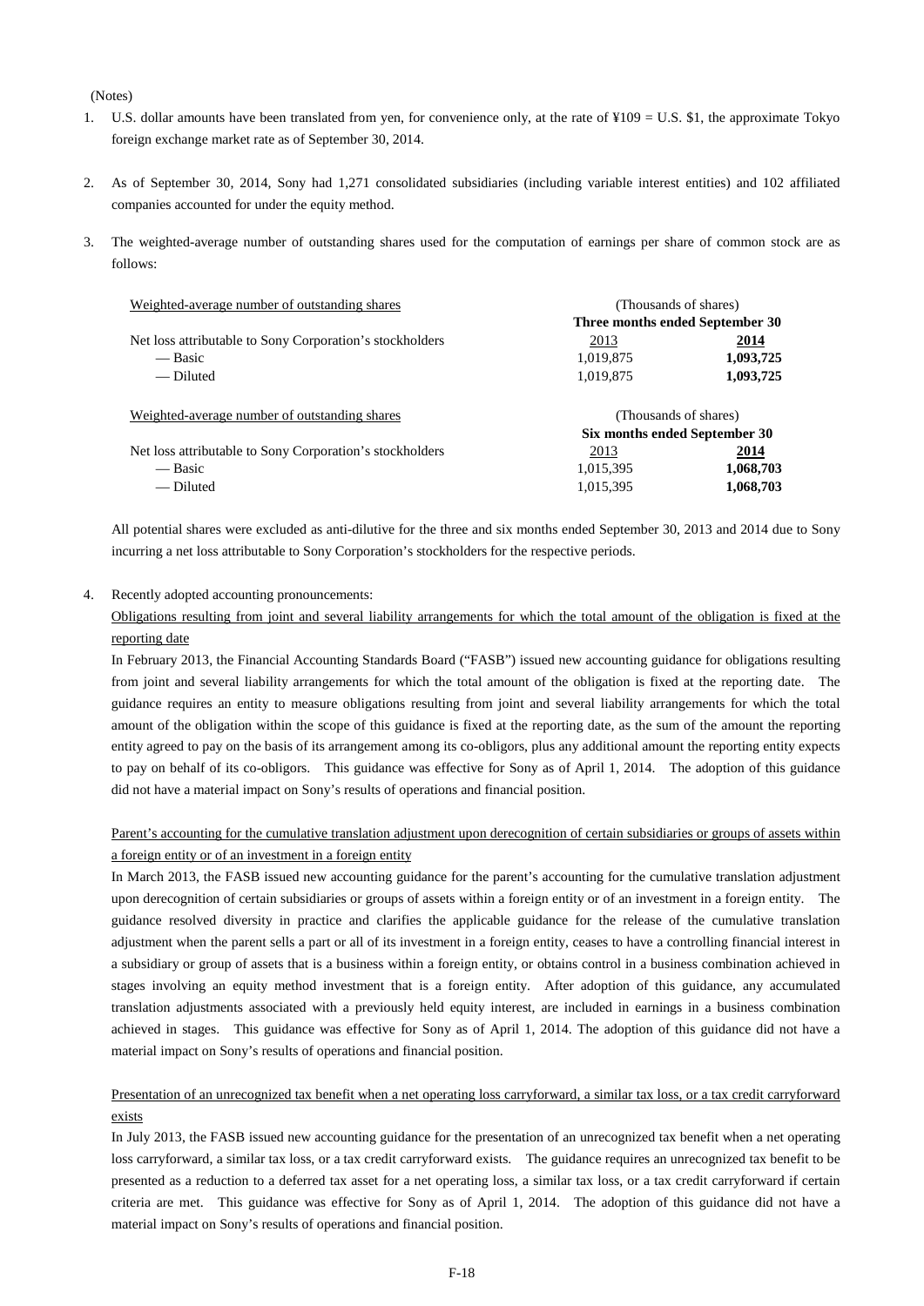(Notes)

1. U.S. dollar amounts have been translated from yen, for convenience only, at the rate of ¥109 = U.S. $1, the approximate Tokyo foreign exchange market rate as of September 30, 2014.

2. As of September 30, 2014, Sony had 1,271 consolidated subsidiaries (including variable interest entities) and 102 affiliated companies accounted for under the equity method.

3. The weighted-average number of outstanding shares used for the computation of earnings per share of common stock are as follows:

| Weighted-average number of outstanding shares | (Thousands of shares) | |
|---|---|---|
| | **Three months ended September 30** | |
| Net loss attributable to Sony Corporation's stockholders | 2013 | **2014** |
| — Basic | 1,019,875 | **1,093,725** |
| — Diluted | 1,019,875 | **1,093,725** |

| Weighted-average number of outstanding shares | (Thousands of shares) | |
|---|---|---|
| | **Six months ended September 30** | |
| Net loss attributable to Sony Corporation's stockholders | 2013 | **2014** |
| — Basic | 1,015,395 | **1,068,703** |
| — Diluted | 1,015,395 | **1,068,703** |

All potential shares were excluded as anti-dilutive for the three and six months ended September 30, 2013 and 2014 due to Sony incurring a net loss attributable to Sony Corporation's stockholders for the respective periods.

4. Recently adopted accounting pronouncements:

Obligations resulting from joint and several liability arrangements for which the total amount of the obligation is fixed at the reporting date

In February 2013, the Financial Accounting Standards Board ("FASB") issued new accounting guidance for obligations resulting from joint and several liability arrangements for which the total amount of the obligation is fixed at the reporting date. The guidance requires an entity to measure obligations resulting from joint and several liability arrangements for which the total amount of the obligation within the scope of this guidance is fixed at the reporting date, as the sum of the amount the reporting entity agreed to pay on the basis of its arrangement among its co-obligors, plus any additional amount the reporting entity expects to pay on behalf of its co-obligors. This guidance was effective for Sony as of April 1, 2014. The adoption of this guidance did not have a material impact on Sony's results of operations and financial position.

Parent's accounting for the cumulative translation adjustment upon derecognition of certain subsidiaries or groups of assets within a foreign entity or of an investment in a foreign entity

In March 2013, the FASB issued new accounting guidance for the parent's accounting for the cumulative translation adjustment upon derecognition of certain subsidiaries or groups of assets within a foreign entity or of an investment in a foreign entity. The guidance resolved diversity in practice and clarifies the applicable guidance for the release of the cumulative translation adjustment when the parent sells a part or all of its investment in a foreign entity, ceases to have a controlling financial interest in a subsidiary or group of assets that is a business within a foreign entity, or obtains control in a business combination achieved in stages involving an equity method investment that is a foreign entity. After adoption of this guidance, any accumulated translation adjustments associated with a previously held equity interest, are included in earnings in a business combination achieved in stages. This guidance was effective for Sony as of April 1, 2014. The adoption of this guidance did not have a material impact on Sony's results of operations and financial position.

Presentation of an unrecognized tax benefit when a net operating loss carryforward, a similar tax loss, or a tax credit carryforward exists

In July 2013, the FASB issued new accounting guidance for the presentation of an unrecognized tax benefit when a net operating loss carryforward, a similar tax loss, or a tax credit carryforward exists. The guidance requires an unrecognized tax benefit to be presented as a reduction to a deferred tax asset for a net operating loss, a similar tax loss, or a tax credit carryforward if certain criteria are met. This guidance was effective for Sony as of April 1, 2014. The adoption of this guidance did not have a material impact on Sony's results of operations and financial position.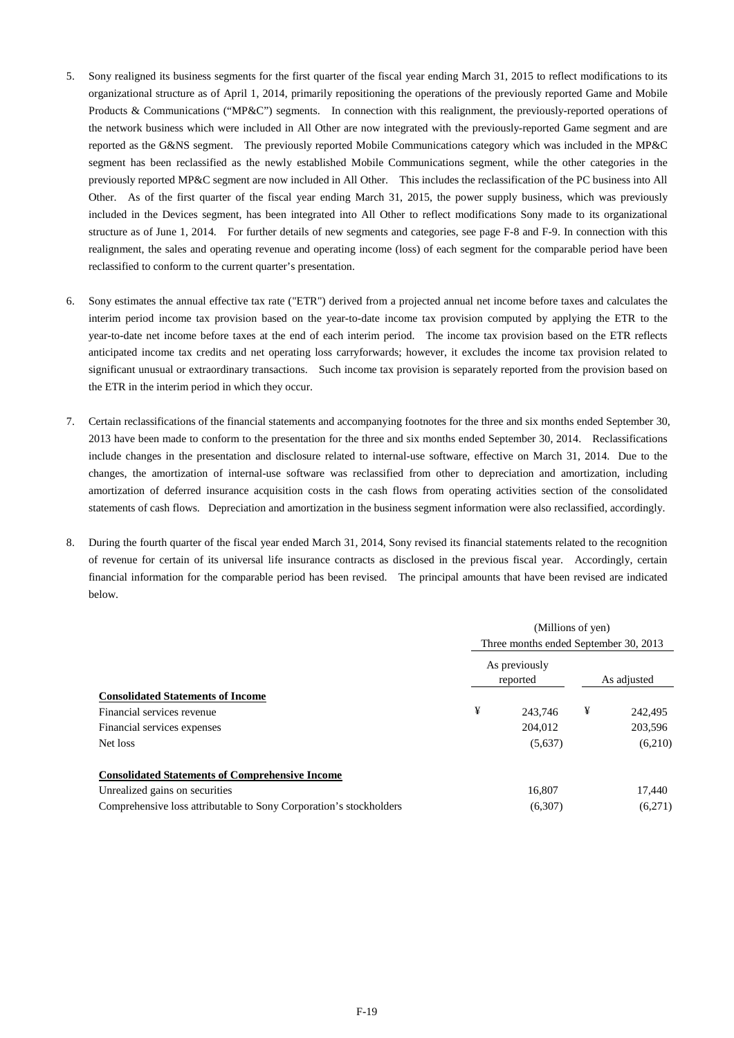5. Sony realigned its business segments for the first quarter of the fiscal year ending March 31, 2015 to reflect modifications to its organizational structure as of April 1, 2014, primarily repositioning the operations of the previously reported Game and Mobile Products & Communications ("MP&C") segments. In connection with this realignment, the previously-reported operations of the network business which were included in All Other are now integrated with the previously-reported Game segment and are reported as the G&NS segment. The previously reported Mobile Communications category which was included in the MP&C segment has been reclassified as the newly established Mobile Communications segment, while the other categories in the previously reported MP&C segment are now included in All Other. This includes the reclassification of the PC business into All Other. As of the first quarter of the fiscal year ending March 31, 2015, the power supply business, which was previously included in the Devices segment, has been integrated into All Other to reflect modifications Sony made to its organizational structure as of June 1, 2014. For further details of new segments and categories, see page F-8 and F-9. In connection with this realignment, the sales and operating revenue and operating income (loss) of each segment for the comparable period have been reclassified to conform to the current quarter's presentation.

6. Sony estimates the annual effective tax rate ("ETR") derived from a projected annual net income before taxes and calculates the interim period income tax provision based on the year-to-date income tax provision computed by applying the ETR to the year-to-date net income before taxes at the end of each interim period. The income tax provision based on the ETR reflects anticipated income tax credits and net operating loss carryforwards; however, it excludes the income tax provision related to significant unusual or extraordinary transactions. Such income tax provision is separately reported from the provision based on the ETR in the interim period in which they occur.

7. Certain reclassifications of the financial statements and accompanying footnotes for the three and six months ended September 30, 2013 have been made to conform to the presentation for the three and six months ended September 30, 2014. Reclassifications include changes in the presentation and disclosure related to internal-use software, effective on March 31, 2014. Due to the changes, the amortization of internal-use software was reclassified from other to depreciation and amortization, including amortization of deferred insurance acquisition costs in the cash flows from operating activities section of the consolidated statements of cash flows. Depreciation and amortization in the business segment information were also reclassified, accordingly.

8. During the fourth quarter of the fiscal year ended March 31, 2014, Sony revised its financial statements related to the recognition of revenue for certain of its universal life insurance contracts as disclosed in the previous fiscal year. Accordingly, certain financial information for the comparable period has been revised. The principal amounts that have been revised are indicated below.

| | (Millions of yen) Three months ended September 30, 2013 | |
|---|---|---|
| | As previously reported | As adjusted |
| **Consolidated Statements of Income** | | |
| Financial services revenue | ¥ 243,746 | ¥ 242,495 |
| Financial services expenses | 204,012 | 203,596 |
| Net loss | (5,637) | (6,210) |
| **Consolidated Statements of Comprehensive Income** | | |
| Unrealized gains on securities | 16,807 | 17,440 |
| Comprehensive loss attributable to Sony Corporation's stockholders | (6,307) | (6,271) |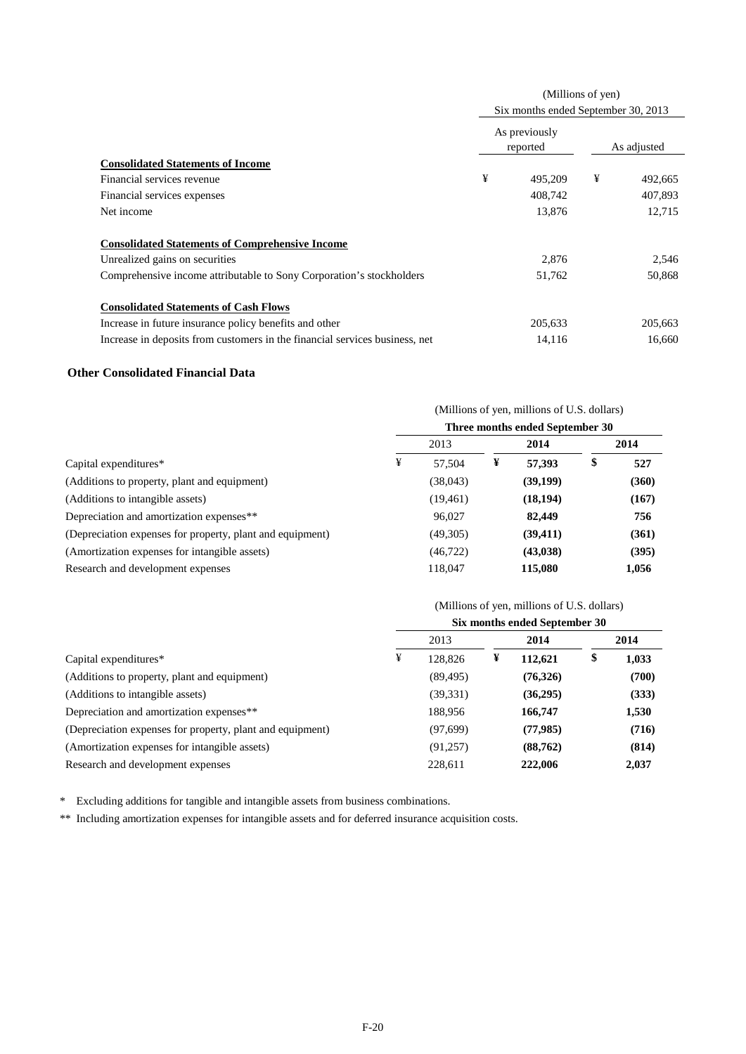| | (Millions of yen) | | | |
|---|---|---|---|---|
| | Six months ended September 30, 2013 | | | |
| | As previously reported | | As adjusted | |
| **Consolidated Statements of Income** | | | | |
| Financial services revenue | ¥ | 495,209 | ¥ | 492,665 |
| Financial services expenses | | 408,742 | | 407,893 |
| Net income | | 13,876 | | 12,715 |
| **Consolidated Statements of Comprehensive Income** | | | | |
| Unrealized gains on securities | | 2,876 | | 2,546 |
| Comprehensive income attributable to Sony Corporation's stockholders | | 51,762 | | 50,868 |
| **Consolidated Statements of Cash Flows** | | | | |
| Increase in future insurance policy benefits and other | | 205,633 | | 205,663 |
| Increase in deposits from customers in the financial services business, net | | 14,116 | | 16,660 |

## Other Consolidated Financial Data

| | (Millions of yen, millions of U.S. dollars) | | | | | |
|---|---|---|---|---|---|---|
| | **Three months ended September 30** | | | | | |
| | 2013 | | **2014** | | **2014** | |
| Capital expenditures* | ¥ | 57,504 | ¥ | **57,393** | $ | **527** |
| (Additions to property, plant and equipment) | | (38,043) | | **(39,199)** | | **(360)** |
| (Additions to intangible assets) | | (19,461) | | **(18,194)** | | **(167)** |
| Depreciation and amortization expenses** | | 96,027 | | **82,449** | | **756** |
| (Depreciation expenses for property, plant and equipment) | | (49,305) | | **(39,411)** | | **(361)** |
| (Amortization expenses for intangible assets) | | (46,722) | | **(43,038)** | | **(395)** |
| Research and development expenses | | 118,047 | | **115,080** | | **1,056** |

| | (Millions of yen, millions of U.S. dollars) | | | | | |
|---|---|---|---|---|---|---|
| | **Six months ended September 30** | | | | | |
| | 2013 | | **2014** | | **2014** | |
| Capital expenditures* | ¥ | 128,826 | ¥ | **112,621** | $ | **1,033** |
| (Additions to property, plant and equipment) | | (89,495) | | **(76,326)** | | **(700)** |
| (Additions to intangible assets) | | (39,331) | | **(36,295)** | | **(333)** |
| Depreciation and amortization expenses** | | 188,956 | | **166,747** | | **1,530** |
| (Depreciation expenses for property, plant and equipment) | | (97,699) | | **(77,985)** | | **(716)** |
| (Amortization expenses for intangible assets) | | (91,257) | | **(88,762)** | | **(814)** |
| Research and development expenses | | 228,611 | | **222,006** | | **2,037** |

\* Excluding additions for tangible and intangible assets from business combinations.

** Including amortization expenses for intangible assets and for deferred insurance acquisition costs.